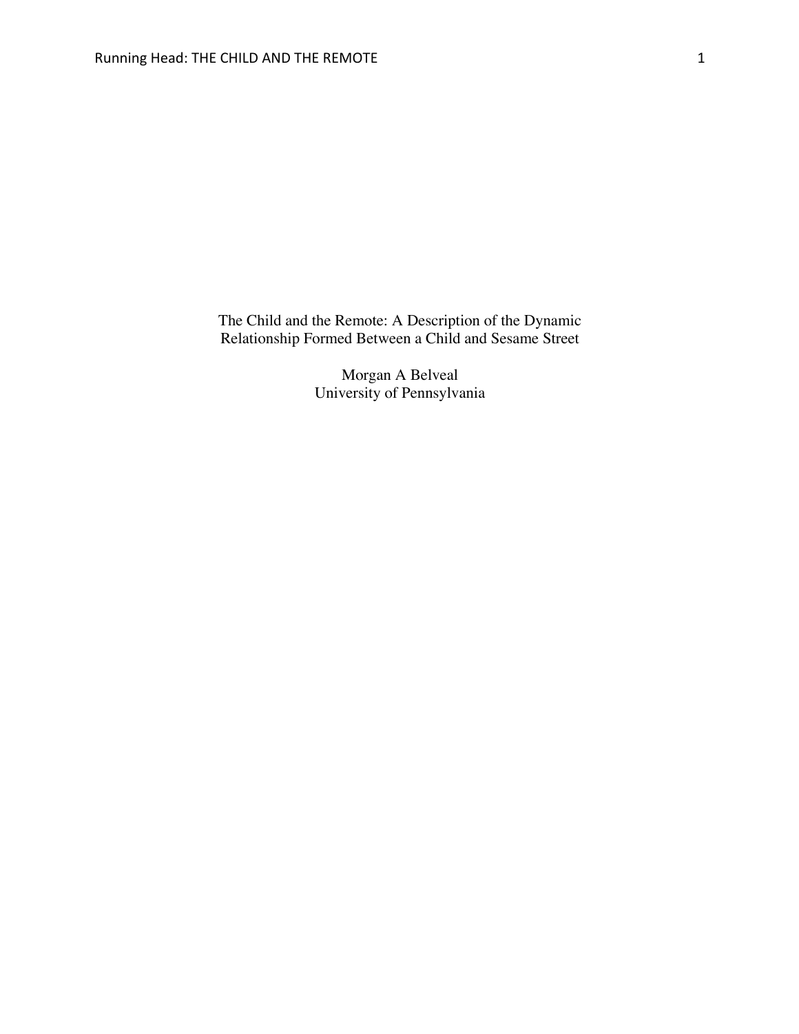# The Child and the Remote: A Description of the Dynamic Relationship Formed Between a Child and Sesame Street

Morgan A Belveal
University of Pennsylvania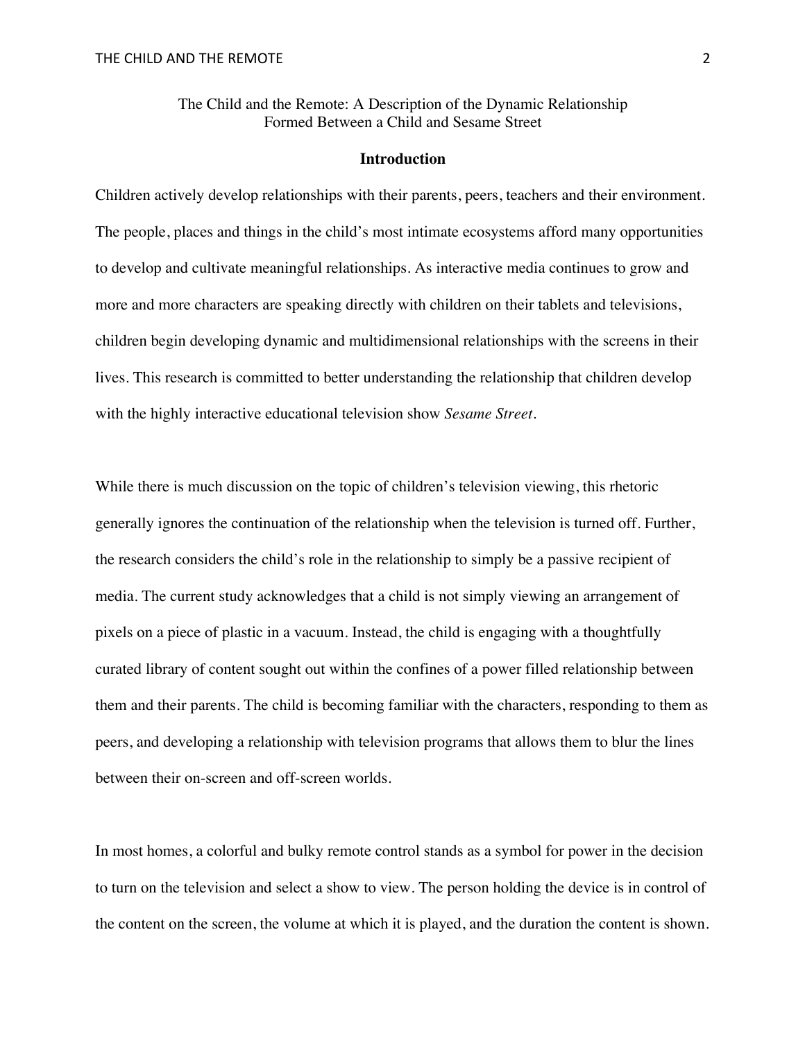# The Child and the Remote: A Description of the Dynamic Relationship Formed Between a Child and Sesame Street

## Introduction

Children actively develop relationships with their parents, peers, teachers and their environment. The people, places and things in the child's most intimate ecosystems afford many opportunities to develop and cultivate meaningful relationships. As interactive media continues to grow and more and more characters are speaking directly with children on their tablets and televisions, children begin developing dynamic and multidimensional relationships with the screens in their lives. This research is committed to better understanding the relationship that children develop with the highly interactive educational television show *Sesame Street*.

While there is much discussion on the topic of children's television viewing, this rhetoric generally ignores the continuation of the relationship when the television is turned off. Further, the research considers the child's role in the relationship to simply be a passive recipient of media. The current study acknowledges that a child is not simply viewing an arrangement of pixels on a piece of plastic in a vacuum. Instead, the child is engaging with a thoughtfully curated library of content sought out within the confines of a power filled relationship between them and their parents. The child is becoming familiar with the characters, responding to them as peers, and developing a relationship with television programs that allows them to blur the lines between their on-screen and off-screen worlds.

In most homes, a colorful and bulky remote control stands as a symbol for power in the decision to turn on the television and select a show to view. The person holding the device is in control of the content on the screen, the volume at which it is played, and the duration the content is shown.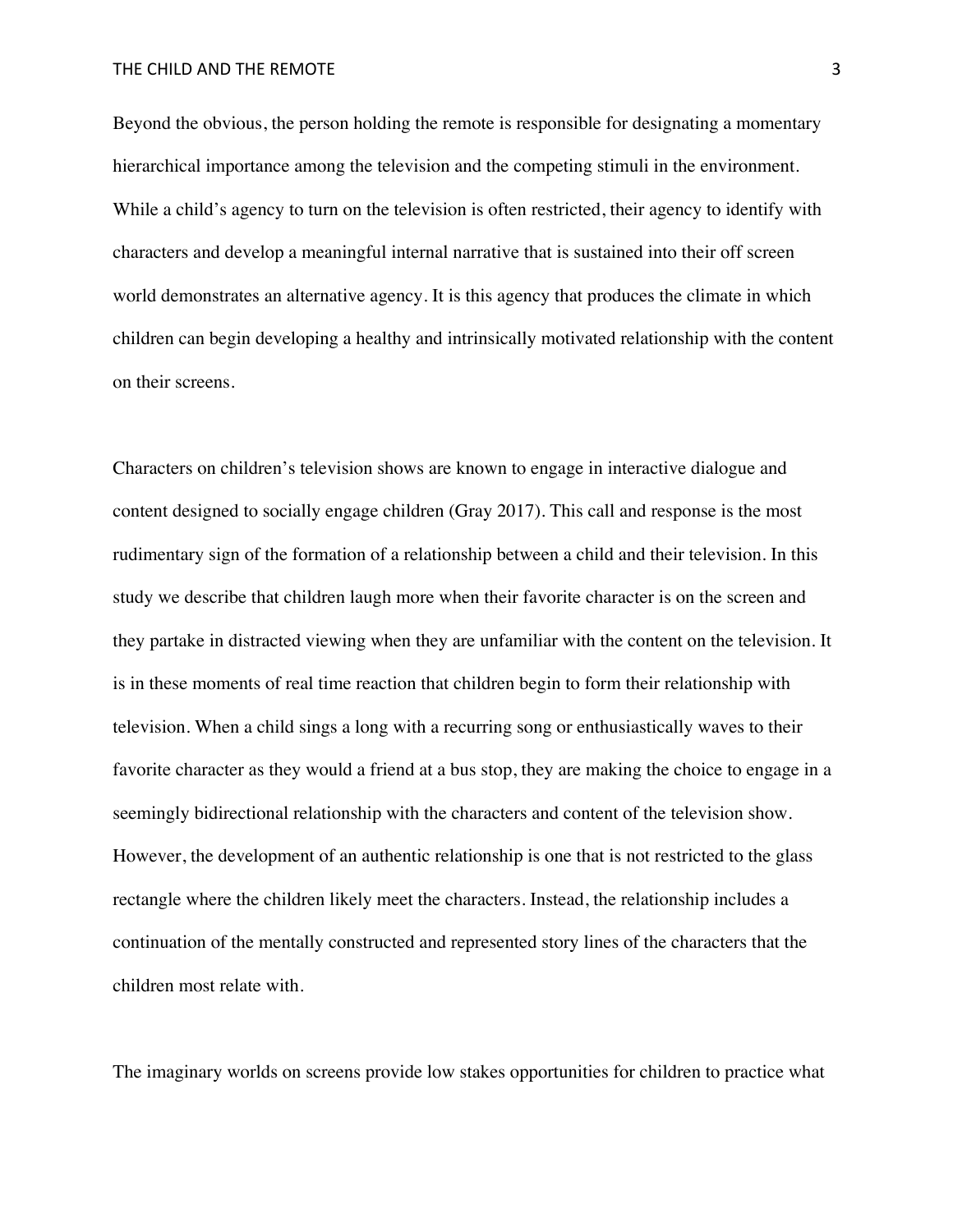Beyond the obvious, the person holding the remote is responsible for designating a momentary hierarchical importance among the television and the competing stimuli in the environment. While a child's agency to turn on the television is often restricted, their agency to identify with characters and develop a meaningful internal narrative that is sustained into their off screen world demonstrates an alternative agency. It is this agency that produces the climate in which children can begin developing a healthy and intrinsically motivated relationship with the content on their screens.

Characters on children's television shows are known to engage in interactive dialogue and content designed to socially engage children (Gray 2017). This call and response is the most rudimentary sign of the formation of a relationship between a child and their television. In this study we describe that children laugh more when their favorite character is on the screen and they partake in distracted viewing when they are unfamiliar with the content on the television. It is in these moments of real time reaction that children begin to form their relationship with television. When a child sings a long with a recurring song or enthusiastically waves to their favorite character as they would a friend at a bus stop, they are making the choice to engage in a seemingly bidirectional relationship with the characters and content of the television show. However, the development of an authentic relationship is one that is not restricted to the glass rectangle where the children likely meet the characters. Instead, the relationship includes a continuation of the mentally constructed and represented story lines of the characters that the children most relate with.

The imaginary worlds on screens provide low stakes opportunities for children to practice what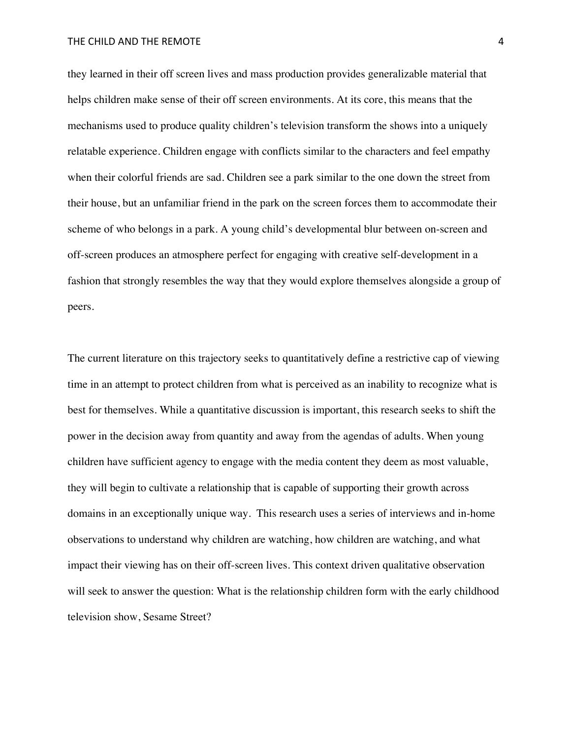they learned in their off screen lives and mass production provides generalizable material that helps children make sense of their off screen environments. At its core, this means that the mechanisms used to produce quality children's television transform the shows into a uniquely relatable experience. Children engage with conflicts similar to the characters and feel empathy when their colorful friends are sad. Children see a park similar to the one down the street from their house, but an unfamiliar friend in the park on the screen forces them to accommodate their scheme of who belongs in a park. A young child's developmental blur between on-screen and off-screen produces an atmosphere perfect for engaging with creative self-development in a fashion that strongly resembles the way that they would explore themselves alongside a group of peers.

The current literature on this trajectory seeks to quantitatively define a restrictive cap of viewing time in an attempt to protect children from what is perceived as an inability to recognize what is best for themselves. While a quantitative discussion is important, this research seeks to shift the power in the decision away from quantity and away from the agendas of adults. When young children have sufficient agency to engage with the media content they deem as most valuable, they will begin to cultivate a relationship that is capable of supporting their growth across domains in an exceptionally unique way. This research uses a series of interviews and in-home observations to understand why children are watching, how children are watching, and what impact their viewing has on their off-screen lives. This context driven qualitative observation will seek to answer the question: What is the relationship children form with the early childhood television show, Sesame Street?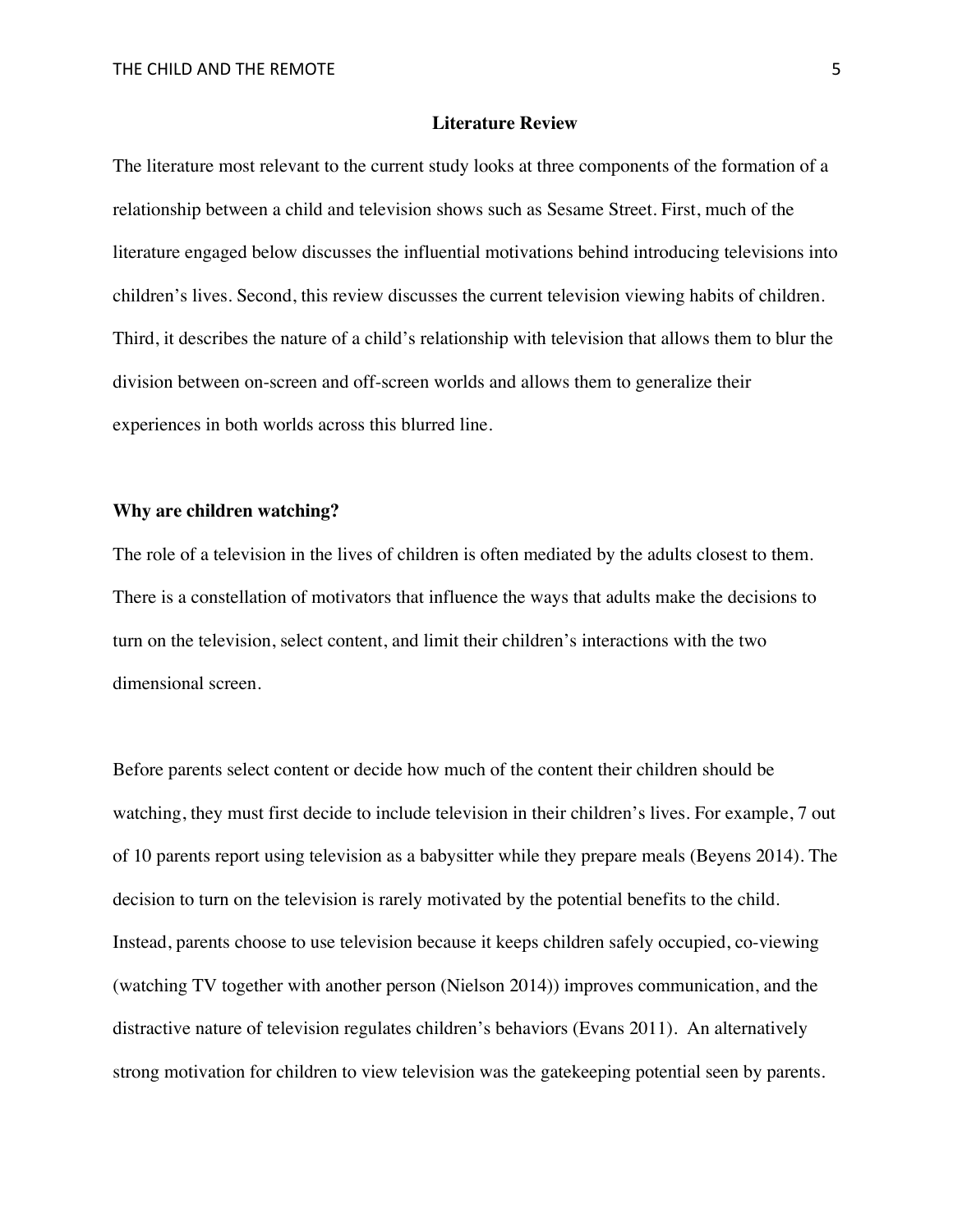## Literature Review

The literature most relevant to the current study looks at three components of the formation of a relationship between a child and television shows such as Sesame Street. First, much of the literature engaged below discusses the influential motivations behind introducing televisions into children's lives. Second, this review discusses the current television viewing habits of children. Third, it describes the nature of a child's relationship with television that allows them to blur the division between on-screen and off-screen worlds and allows them to generalize their experiences in both worlds across this blurred line.

### Why are children watching?

The role of a television in the lives of children is often mediated by the adults closest to them. There is a constellation of motivators that influence the ways that adults make the decisions to turn on the television, select content, and limit their children's interactions with the two dimensional screen.

Before parents select content or decide how much of the content their children should be watching, they must first decide to include television in their children's lives. For example, 7 out of 10 parents report using television as a babysitter while they prepare meals (Beyens 2014). The decision to turn on the television is rarely motivated by the potential benefits to the child. Instead, parents choose to use television because it keeps children safely occupied, co-viewing (watching TV together with another person (Nielson 2014)) improves communication, and the distractive nature of television regulates children's behaviors (Evans 2011). An alternatively strong motivation for children to view television was the gatekeeping potential seen by parents.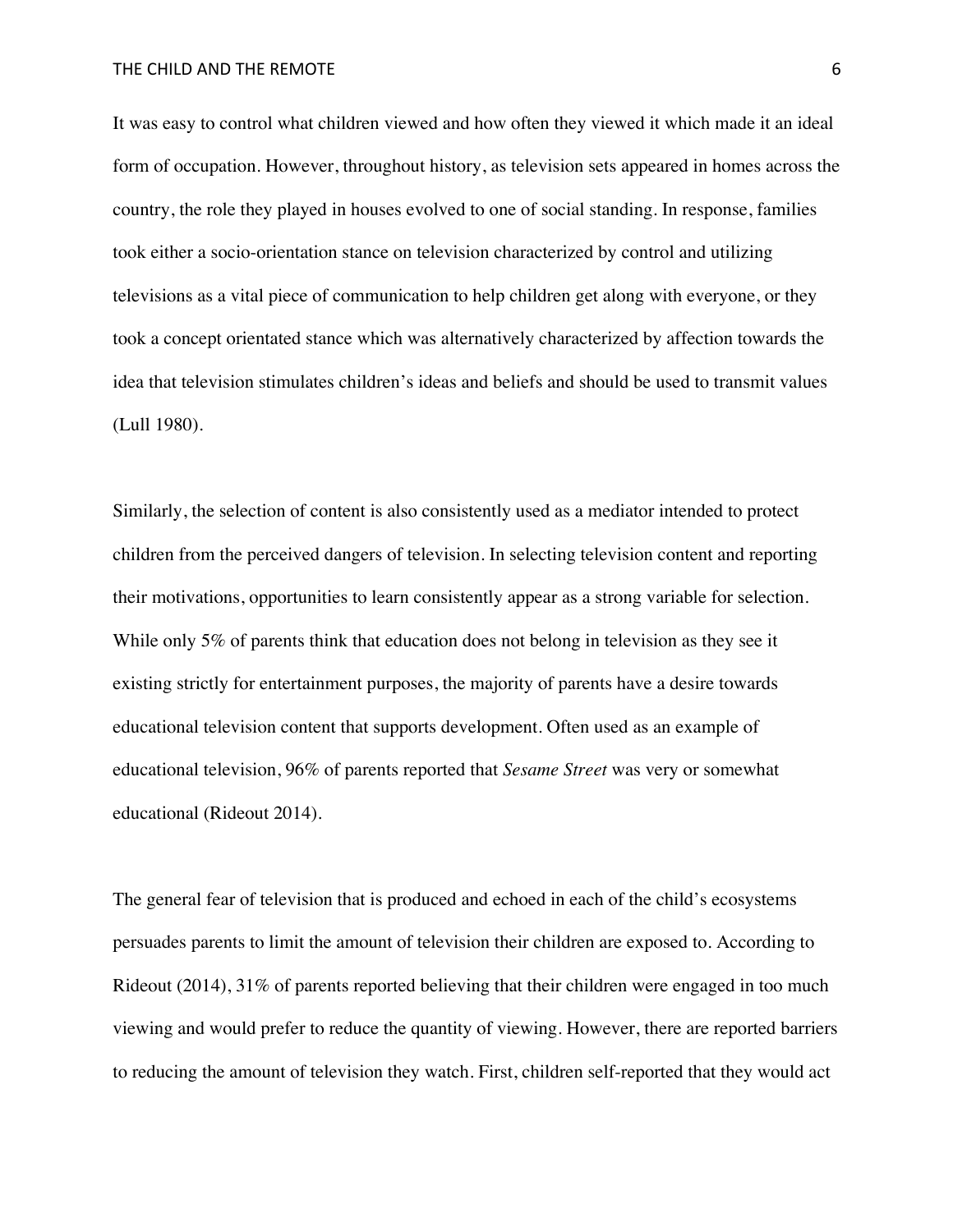It was easy to control what children viewed and how often they viewed it which made it an ideal form of occupation. However, throughout history, as television sets appeared in homes across the country, the role they played in houses evolved to one of social standing. In response, families took either a socio-orientation stance on television characterized by control and utilizing televisions as a vital piece of communication to help children get along with everyone, or they took a concept orientated stance which was alternatively characterized by affection towards the idea that television stimulates children's ideas and beliefs and should be used to transmit values (Lull 1980).

Similarly, the selection of content is also consistently used as a mediator intended to protect children from the perceived dangers of television. In selecting television content and reporting their motivations, opportunities to learn consistently appear as a strong variable for selection. While only 5% of parents think that education does not belong in television as they see it existing strictly for entertainment purposes, the majority of parents have a desire towards educational television content that supports development. Often used as an example of educational television, 96% of parents reported that *Sesame Street* was very or somewhat educational (Rideout 2014).

The general fear of television that is produced and echoed in each of the child's ecosystems persuades parents to limit the amount of television their children are exposed to. According to Rideout (2014), 31% of parents reported believing that their children were engaged in too much viewing and would prefer to reduce the quantity of viewing. However, there are reported barriers to reducing the amount of television they watch. First, children self-reported that they would act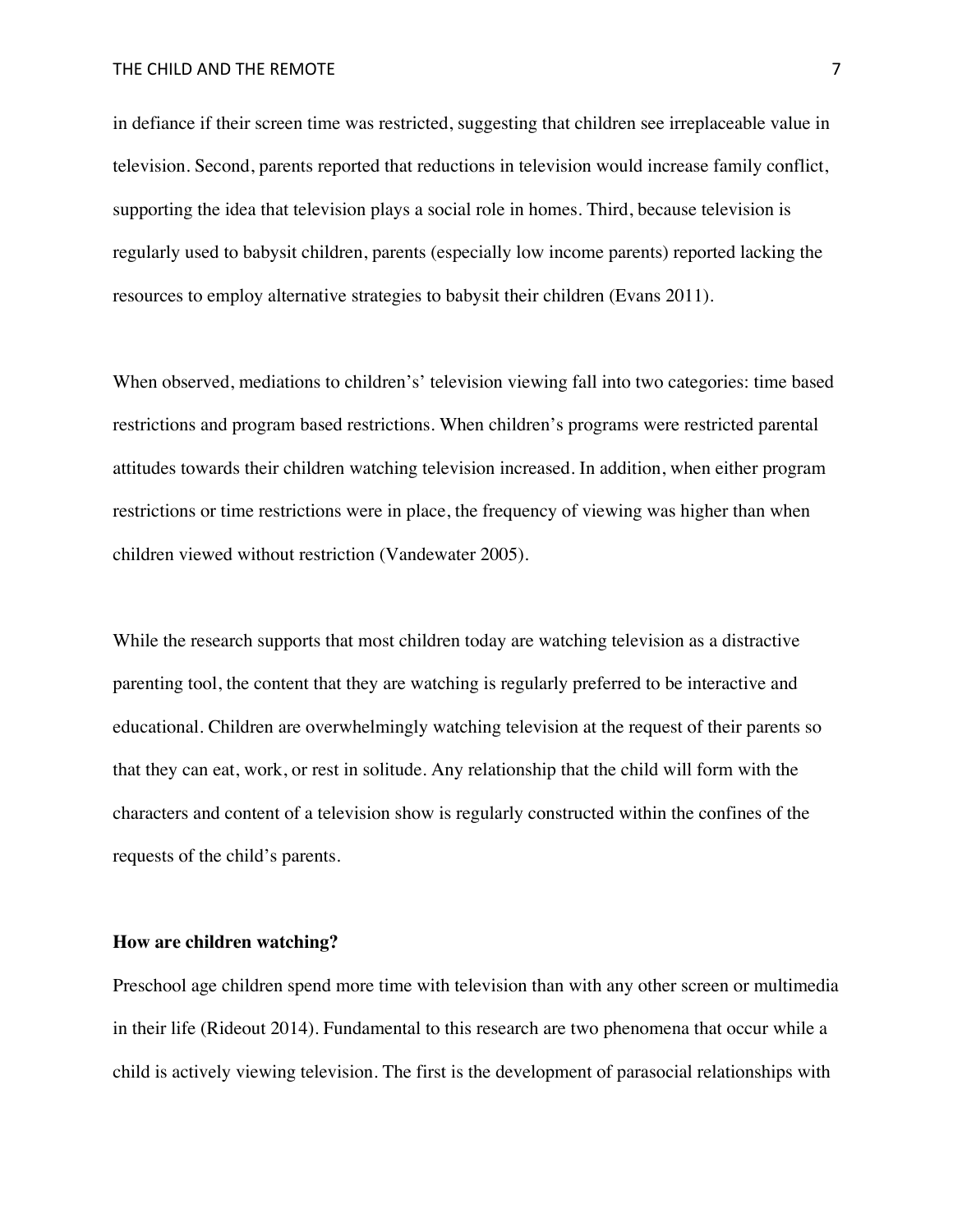in defiance if their screen time was restricted, suggesting that children see irreplaceable value in television. Second, parents reported that reductions in television would increase family conflict, supporting the idea that television plays a social role in homes. Third, because television is regularly used to babysit children, parents (especially low income parents) reported lacking the resources to employ alternative strategies to babysit their children (Evans 2011).

When observed, mediations to children's' television viewing fall into two categories: time based restrictions and program based restrictions. When children's programs were restricted parental attitudes towards their children watching television increased. In addition, when either program restrictions or time restrictions were in place, the frequency of viewing was higher than when children viewed without restriction (Vandewater 2005).

While the research supports that most children today are watching television as a distractive parenting tool, the content that they are watching is regularly preferred to be interactive and educational. Children are overwhelmingly watching television at the request of their parents so that they can eat, work, or rest in solitude. Any relationship that the child will form with the characters and content of a television show is regularly constructed within the confines of the requests of the child's parents.

**How are children watching?**

Preschool age children spend more time with television than with any other screen or multimedia in their life (Rideout 2014). Fundamental to this research are two phenomena that occur while a child is actively viewing television. The first is the development of parasocial relationships with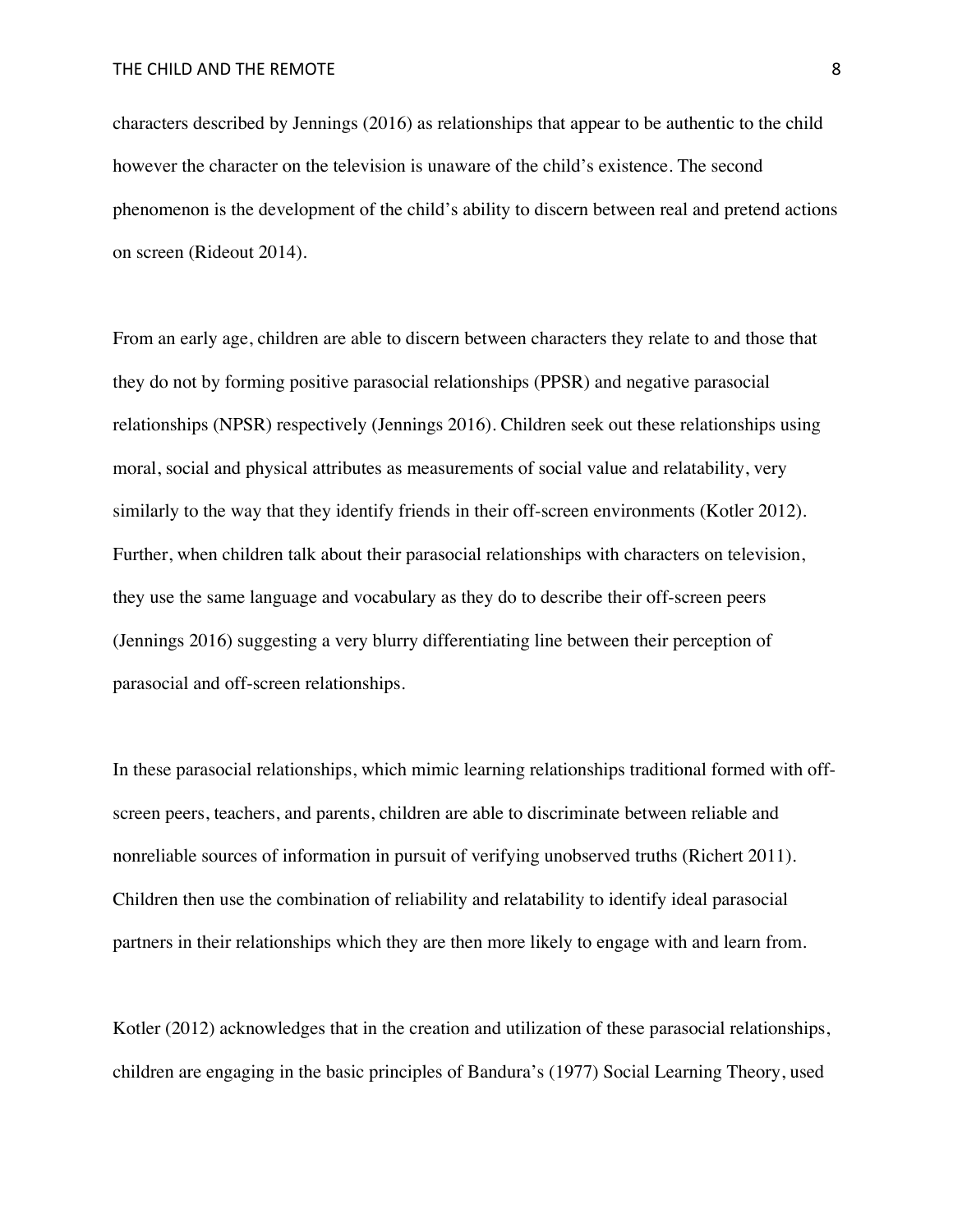characters described by Jennings (2016) as relationships that appear to be authentic to the child however the character on the television is unaware of the child's existence. The second phenomenon is the development of the child's ability to discern between real and pretend actions on screen (Rideout 2014).

From an early age, children are able to discern between characters they relate to and those that they do not by forming positive parasocial relationships (PPSR) and negative parasocial relationships (NPSR) respectively (Jennings 2016). Children seek out these relationships using moral, social and physical attributes as measurements of social value and relatability, very similarly to the way that they identify friends in their off-screen environments (Kotler 2012). Further, when children talk about their parasocial relationships with characters on television, they use the same language and vocabulary as they do to describe their off-screen peers (Jennings 2016) suggesting a very blurry differentiating line between their perception of parasocial and off-screen relationships.

In these parasocial relationships, which mimic learning relationships traditional formed with off-screen peers, teachers, and parents, children are able to discriminate between reliable and nonreliable sources of information in pursuit of verifying unobserved truths (Richert 2011). Children then use the combination of reliability and relatability to identify ideal parasocial partners in their relationships which they are then more likely to engage with and learn from.

Kotler (2012) acknowledges that in the creation and utilization of these parasocial relationships, children are engaging in the basic principles of Bandura's (1977) Social Learning Theory, used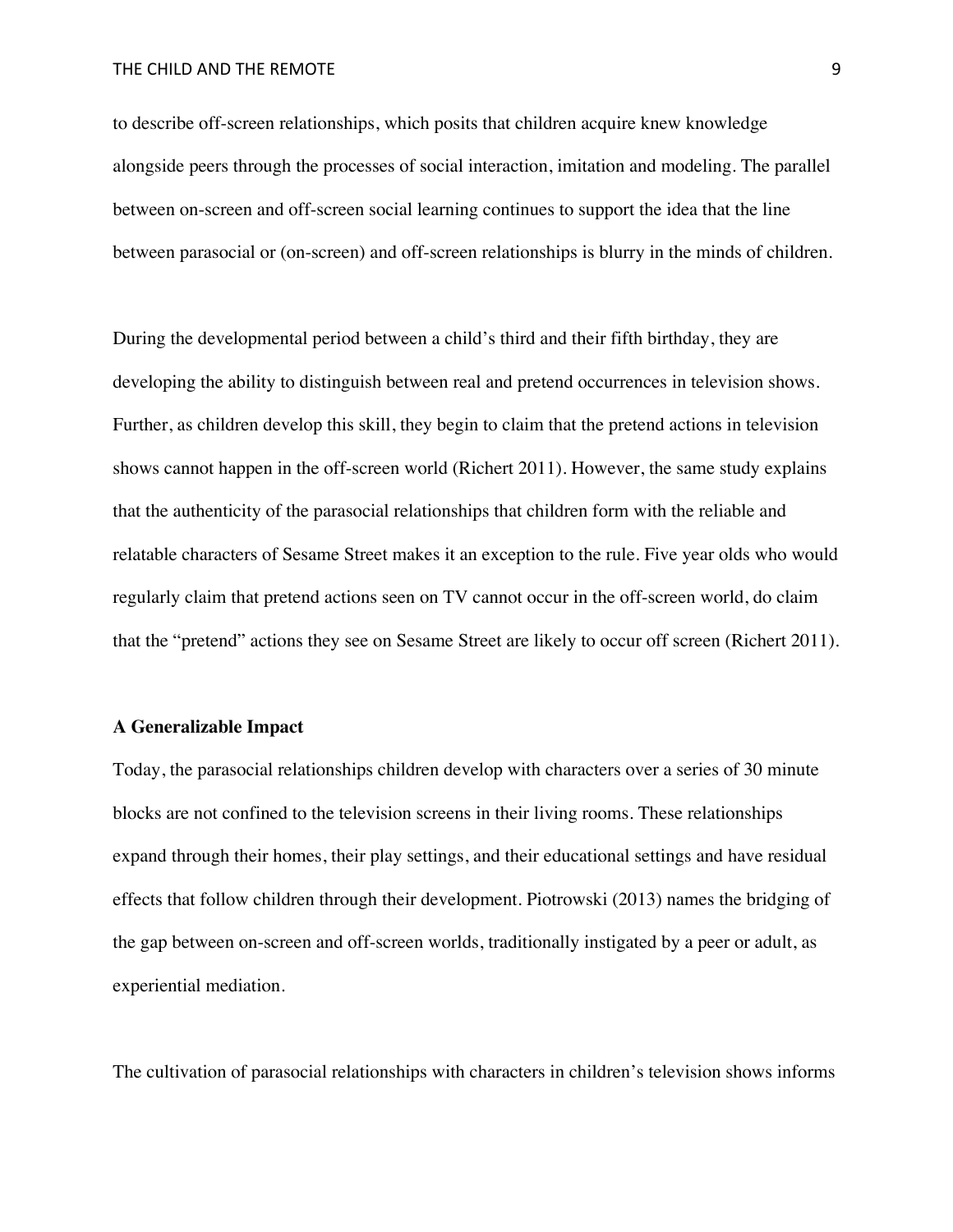to describe off-screen relationships, which posits that children acquire knew knowledge alongside peers through the processes of social interaction, imitation and modeling. The parallel between on-screen and off-screen social learning continues to support the idea that the line between parasocial or (on-screen) and off-screen relationships is blurry in the minds of children.

During the developmental period between a child's third and their fifth birthday, they are developing the ability to distinguish between real and pretend occurrences in television shows. Further, as children develop this skill, they begin to claim that the pretend actions in television shows cannot happen in the off-screen world (Richert 2011). However, the same study explains that the authenticity of the parasocial relationships that children form with the reliable and relatable characters of Sesame Street makes it an exception to the rule. Five year olds who would regularly claim that pretend actions seen on TV cannot occur in the off-screen world, do claim that the "pretend" actions they see on Sesame Street are likely to occur off screen (Richert 2011).

**A Generalizable Impact**

Today, the parasocial relationships children develop with characters over a series of 30 minute blocks are not confined to the television screens in their living rooms. These relationships expand through their homes, their play settings, and their educational settings and have residual effects that follow children through their development. Piotrowski (2013) names the bridging of the gap between on-screen and off-screen worlds, traditionally instigated by a peer or adult, as experiential mediation.

The cultivation of parasocial relationships with characters in children's television shows informs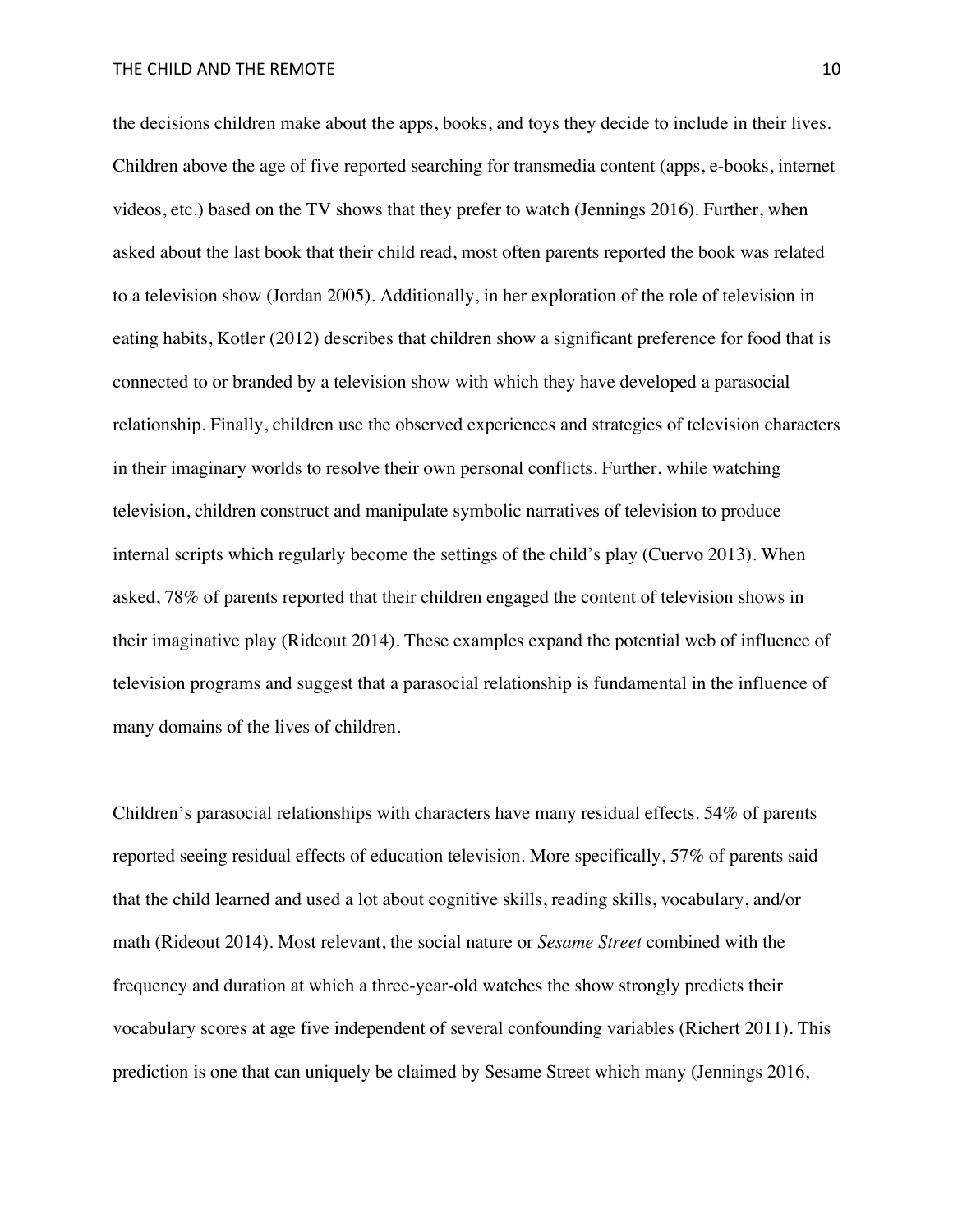the decisions children make about the apps, books, and toys they decide to include in their lives. Children above the age of five reported searching for transmedia content (apps, e-books, internet videos, etc.) based on the TV shows that they prefer to watch (Jennings 2016). Further, when asked about the last book that their child read, most often parents reported the book was related to a television show (Jordan 2005). Additionally, in her exploration of the role of television in eating habits, Kotler (2012) describes that children show a significant preference for food that is connected to or branded by a television show with which they have developed a parasocial relationship. Finally, children use the observed experiences and strategies of television characters in their imaginary worlds to resolve their own personal conflicts. Further, while watching television, children construct and manipulate symbolic narratives of television to produce internal scripts which regularly become the settings of the child's play (Cuervo 2013). When asked, 78% of parents reported that their children engaged the content of television shows in their imaginative play (Rideout 2014). These examples expand the potential web of influence of television programs and suggest that a parasocial relationship is fundamental in the influence of many domains of the lives of children.

Children's parasocial relationships with characters have many residual effects. 54% of parents reported seeing residual effects of education television. More specifically, 57% of parents said that the child learned and used a lot about cognitive skills, reading skills, vocabulary, and/or math (Rideout 2014). Most relevant, the social nature or *Sesame Street* combined with the frequency and duration at which a three-year-old watches the show strongly predicts their vocabulary scores at age five independent of several confounding variables (Richert 2011). This prediction is one that can uniquely be claimed by Sesame Street which many (Jennings 2016,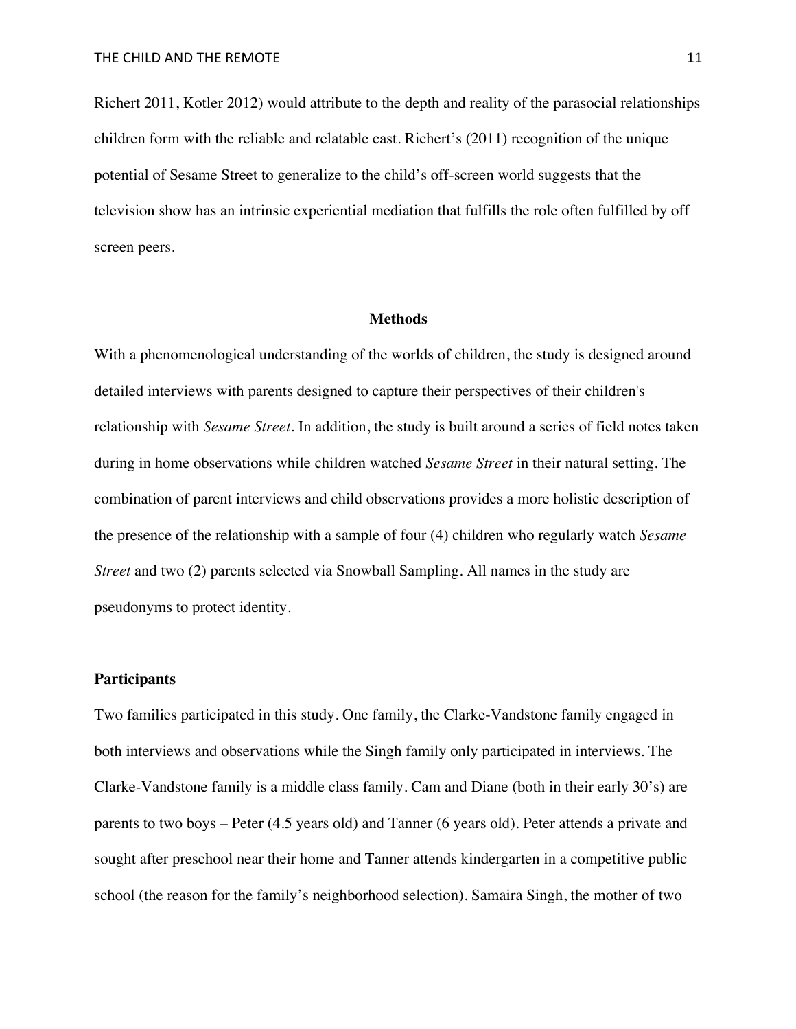Richert 2011, Kotler 2012) would attribute to the depth and reality of the parasocial relationships children form with the reliable and relatable cast. Richert's (2011) recognition of the unique potential of Sesame Street to generalize to the child's off-screen world suggests that the television show has an intrinsic experiential mediation that fulfills the role often fulfilled by off screen peers.

## Methods

With a phenomenological understanding of the worlds of children, the study is designed around detailed interviews with parents designed to capture their perspectives of their children's relationship with *Sesame Street*. In addition, the study is built around a series of field notes taken during in home observations while children watched *Sesame Street* in their natural setting. The combination of parent interviews and child observations provides a more holistic description of the presence of the relationship with a sample of four (4) children who regularly watch *Sesame Street* and two (2) parents selected via Snowball Sampling. All names in the study are pseudonyms to protect identity.

### Participants

Two families participated in this study. One family, the Clarke-Vandstone family engaged in both interviews and observations while the Singh family only participated in interviews. The Clarke-Vandstone family is a middle class family. Cam and Diane (both in their early 30's) are parents to two boys – Peter (4.5 years old) and Tanner (6 years old). Peter attends a private and sought after preschool near their home and Tanner attends kindergarten in a competitive public school (the reason for the family's neighborhood selection). Samaira Singh, the mother of two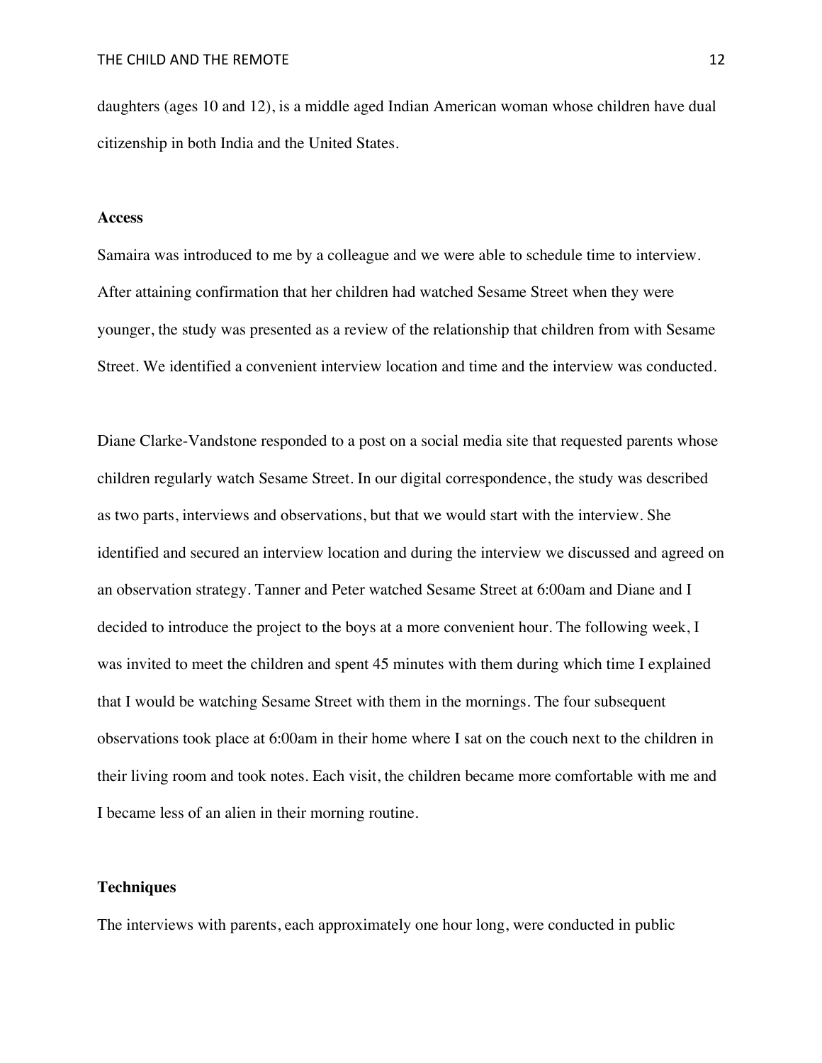daughters (ages 10 and 12), is a middle aged Indian American woman whose children have dual citizenship in both India and the United States.

**Access**

Samaira was introduced to me by a colleague and we were able to schedule time to interview. After attaining confirmation that her children had watched Sesame Street when they were younger, the study was presented as a review of the relationship that children from with Sesame Street. We identified a convenient interview location and time and the interview was conducted.

Diane Clarke-Vandstone responded to a post on a social media site that requested parents whose children regularly watch Sesame Street. In our digital correspondence, the study was described as two parts, interviews and observations, but that we would start with the interview. She identified and secured an interview location and during the interview we discussed and agreed on an observation strategy. Tanner and Peter watched Sesame Street at 6:00am and Diane and I decided to introduce the project to the boys at a more convenient hour. The following week, I was invited to meet the children and spent 45 minutes with them during which time I explained that I would be watching Sesame Street with them in the mornings. The four subsequent observations took place at 6:00am in their home where I sat on the couch next to the children in their living room and took notes. Each visit, the children became more comfortable with me and I became less of an alien in their morning routine.

**Techniques**

The interviews with parents, each approximately one hour long, were conducted in public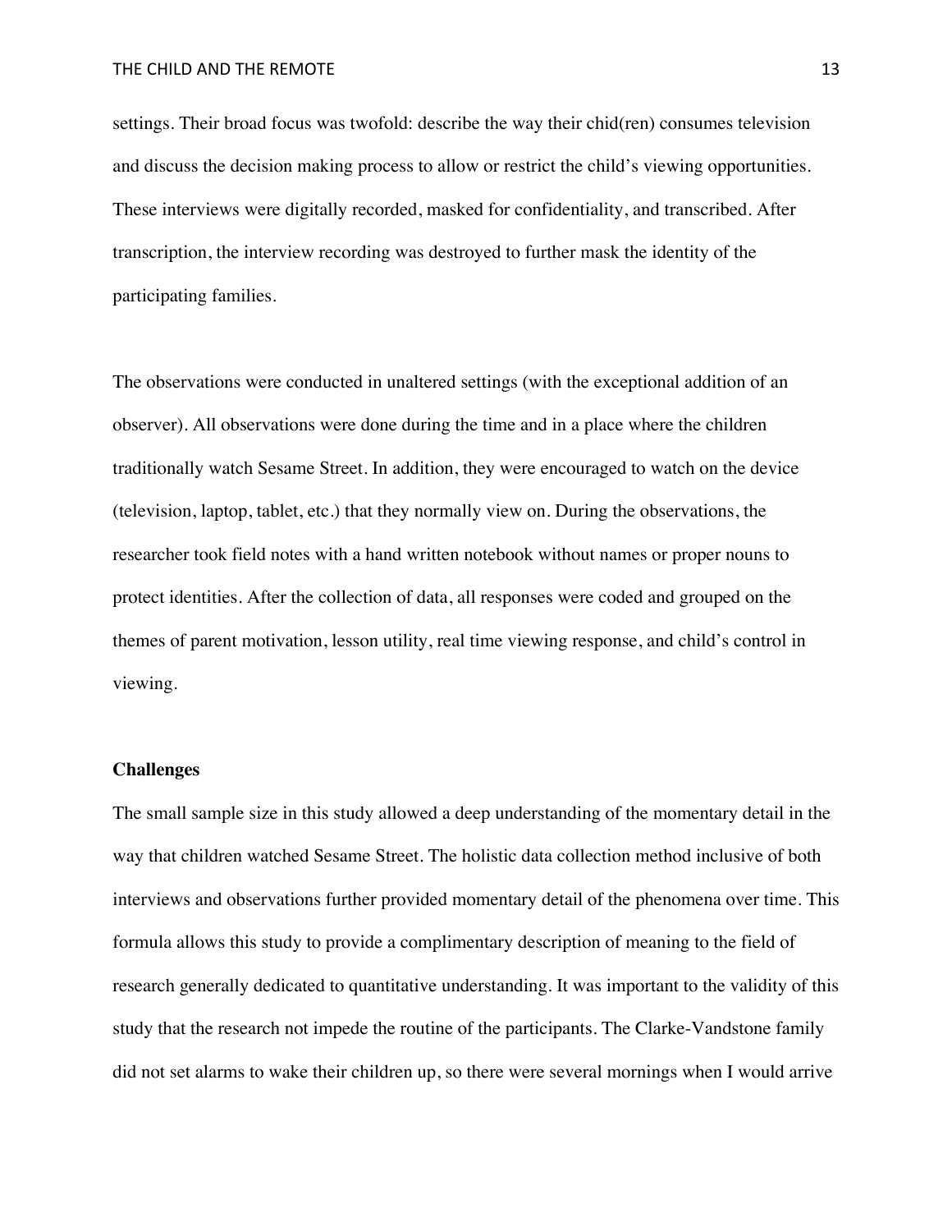settings. Their broad focus was twofold: describe the way their chid(ren) consumes television and discuss the decision making process to allow or restrict the child's viewing opportunities. These interviews were digitally recorded, masked for confidentiality, and transcribed. After transcription, the interview recording was destroyed to further mask the identity of the participating families.

The observations were conducted in unaltered settings (with the exceptional addition of an observer). All observations were done during the time and in a place where the children traditionally watch Sesame Street. In addition, they were encouraged to watch on the device (television, laptop, tablet, etc.) that they normally view on. During the observations, the researcher took field notes with a hand written notebook without names or proper nouns to protect identities. After the collection of data, all responses were coded and grouped on the themes of parent motivation, lesson utility, real time viewing response, and child's control in viewing.

**Challenges**

The small sample size in this study allowed a deep understanding of the momentary detail in the way that children watched Sesame Street. The holistic data collection method inclusive of both interviews and observations further provided momentary detail of the phenomena over time. This formula allows this study to provide a complimentary description of meaning to the field of research generally dedicated to quantitative understanding. It was important to the validity of this study that the research not impede the routine of the participants. The Clarke-Vandstone family did not set alarms to wake their children up, so there were several mornings when I would arrive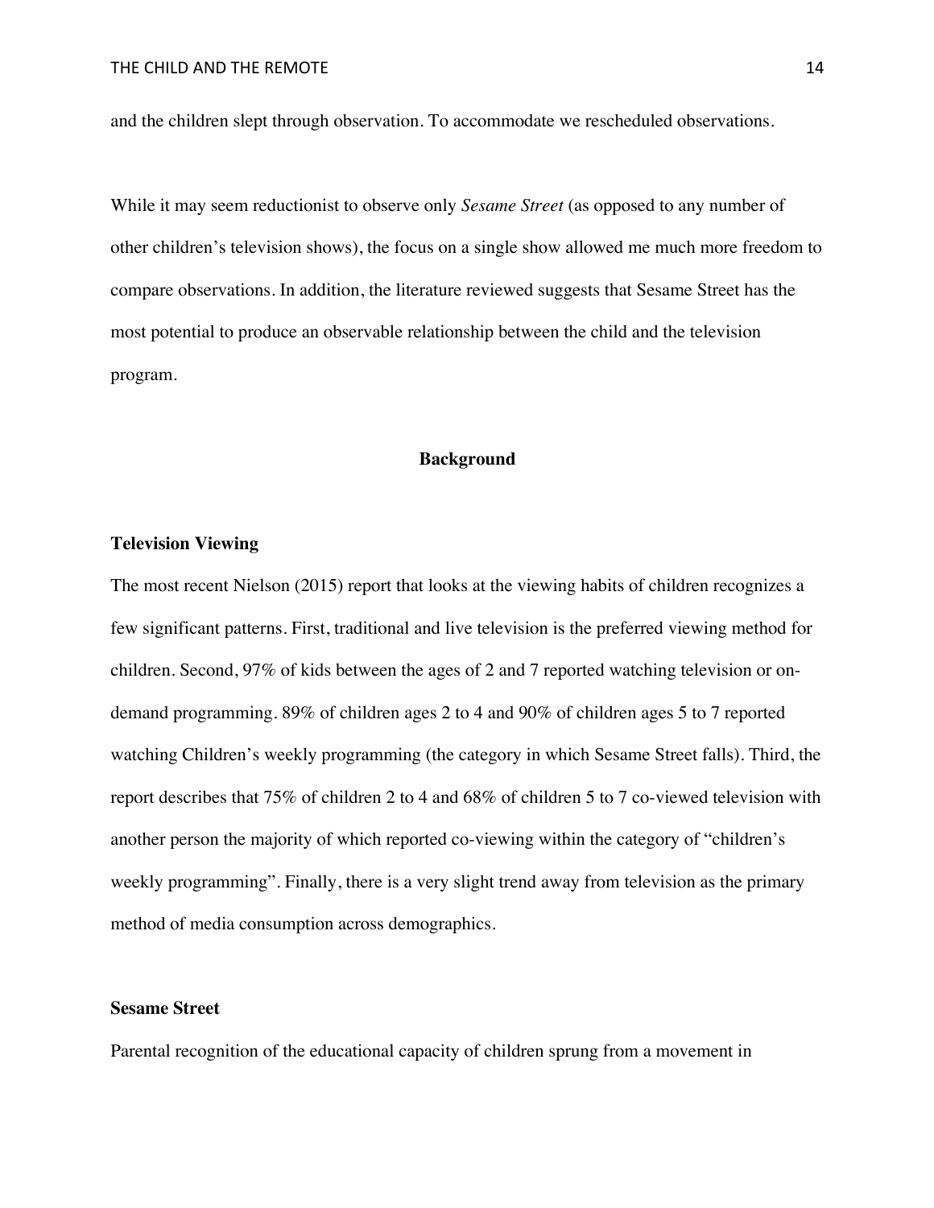and the children slept through observation. To accommodate we rescheduled observations.

While it may seem reductionist to observe only *Sesame Street* (as opposed to any number of other children's television shows), the focus on a single show allowed me much more freedom to compare observations. In addition, the literature reviewed suggests that Sesame Street has the most potential to produce an observable relationship between the child and the television program.

## Background

### Television Viewing

The most recent Nielson (2015) report that looks at the viewing habits of children recognizes a few significant patterns. First, traditional and live television is the preferred viewing method for children. Second, 97% of kids between the ages of 2 and 7 reported watching television or on-demand programming. 89% of children ages 2 to 4 and 90% of children ages 5 to 7 reported watching Children's weekly programming (the category in which Sesame Street falls). Third, the report describes that 75% of children 2 to 4 and 68% of children 5 to 7 co-viewed television with another person the majority of which reported co-viewing within the category of "children's weekly programming". Finally, there is a very slight trend away from television as the primary method of media consumption across demographics.

### Sesame Street

Parental recognition of the educational capacity of children sprung from a movement in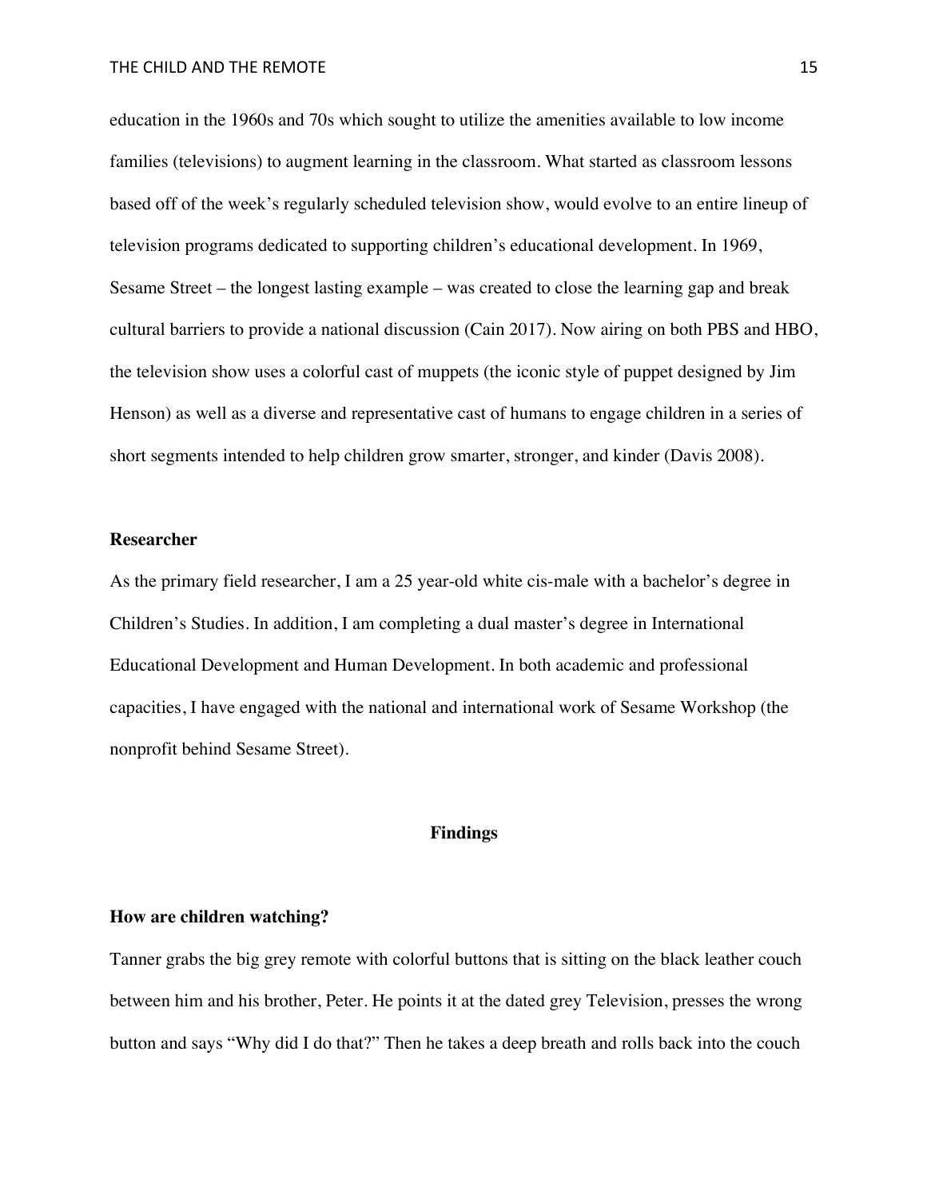education in the 1960s and 70s which sought to utilize the amenities available to low income families (televisions) to augment learning in the classroom. What started as classroom lessons based off of the week's regularly scheduled television show, would evolve to an entire lineup of television programs dedicated to supporting children's educational development. In 1969, Sesame Street – the longest lasting example – was created to close the learning gap and break cultural barriers to provide a national discussion (Cain 2017). Now airing on both PBS and HBO, the television show uses a colorful cast of muppets (the iconic style of puppet designed by Jim Henson) as well as a diverse and representative cast of humans to engage children in a series of short segments intended to help children grow smarter, stronger, and kinder (Davis 2008).

### Researcher

As the primary field researcher, I am a 25 year-old white cis-male with a bachelor's degree in Children's Studies. In addition, I am completing a dual master's degree in International Educational Development and Human Development. In both academic and professional capacities, I have engaged with the national and international work of Sesame Workshop (the nonprofit behind Sesame Street).

## Findings

### How are children watching?

Tanner grabs the big grey remote with colorful buttons that is sitting on the black leather couch between him and his brother, Peter. He points it at the dated grey Television, presses the wrong button and says "Why did I do that?" Then he takes a deep breath and rolls back into the couch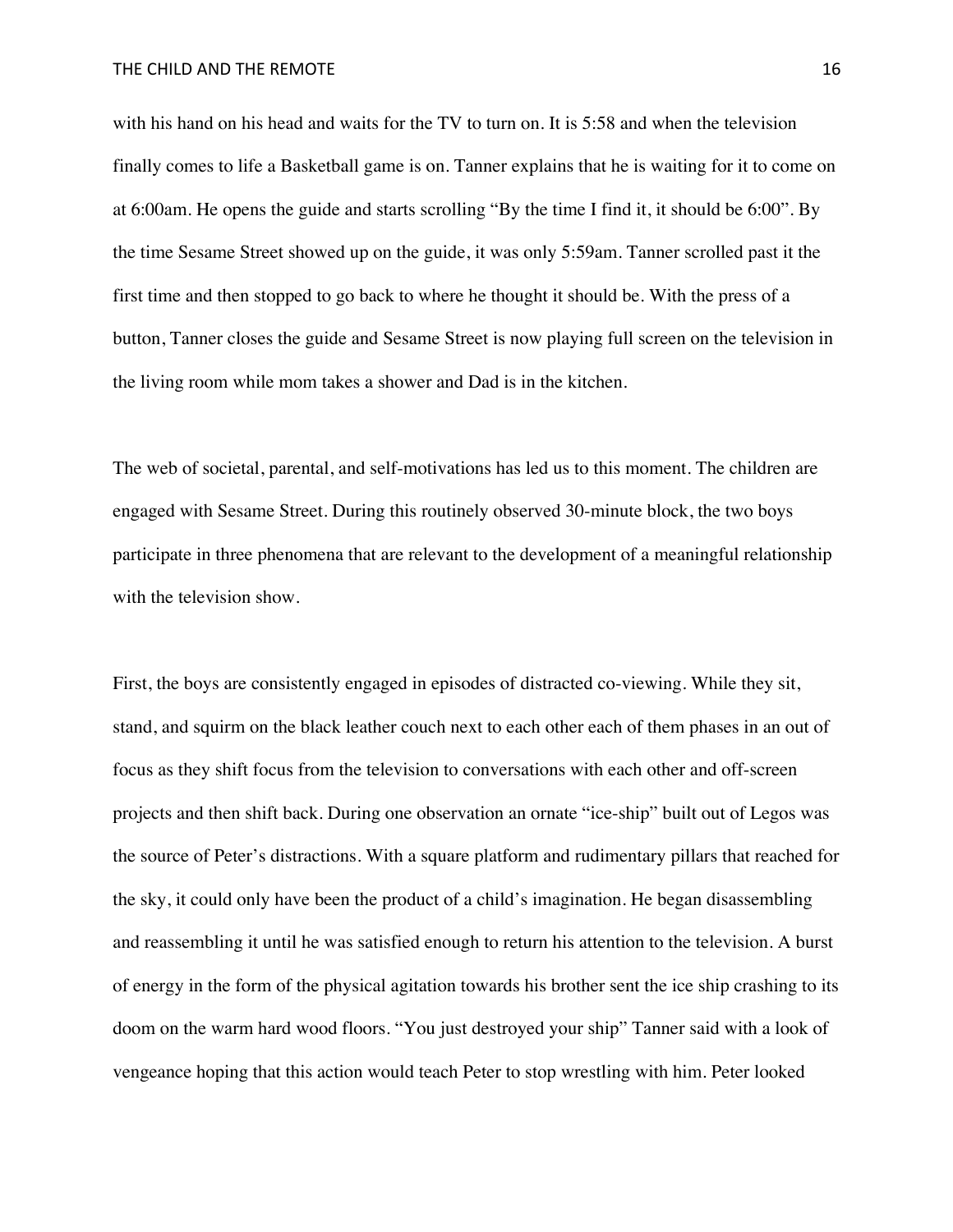with his hand on his head and waits for the TV to turn on. It is 5:58 and when the television finally comes to life a Basketball game is on. Tanner explains that he is waiting for it to come on at 6:00am. He opens the guide and starts scrolling "By the time I find it, it should be 6:00". By the time Sesame Street showed up on the guide, it was only 5:59am. Tanner scrolled past it the first time and then stopped to go back to where he thought it should be. With the press of a button, Tanner closes the guide and Sesame Street is now playing full screen on the television in the living room while mom takes a shower and Dad is in the kitchen.

The web of societal, parental, and self-motivations has led us to this moment. The children are engaged with Sesame Street. During this routinely observed 30-minute block, the two boys participate in three phenomena that are relevant to the development of a meaningful relationship with the television show.

First, the boys are consistently engaged in episodes of distracted co-viewing. While they sit, stand, and squirm on the black leather couch next to each other each of them phases in an out of focus as they shift focus from the television to conversations with each other and off-screen projects and then shift back. During one observation an ornate "ice-ship" built out of Legos was the source of Peter's distractions. With a square platform and rudimentary pillars that reached for the sky, it could only have been the product of a child's imagination. He began disassembling and reassembling it until he was satisfied enough to return his attention to the television. A burst of energy in the form of the physical agitation towards his brother sent the ice ship crashing to its doom on the warm hard wood floors. "You just destroyed your ship" Tanner said with a look of vengeance hoping that this action would teach Peter to stop wrestling with him. Peter looked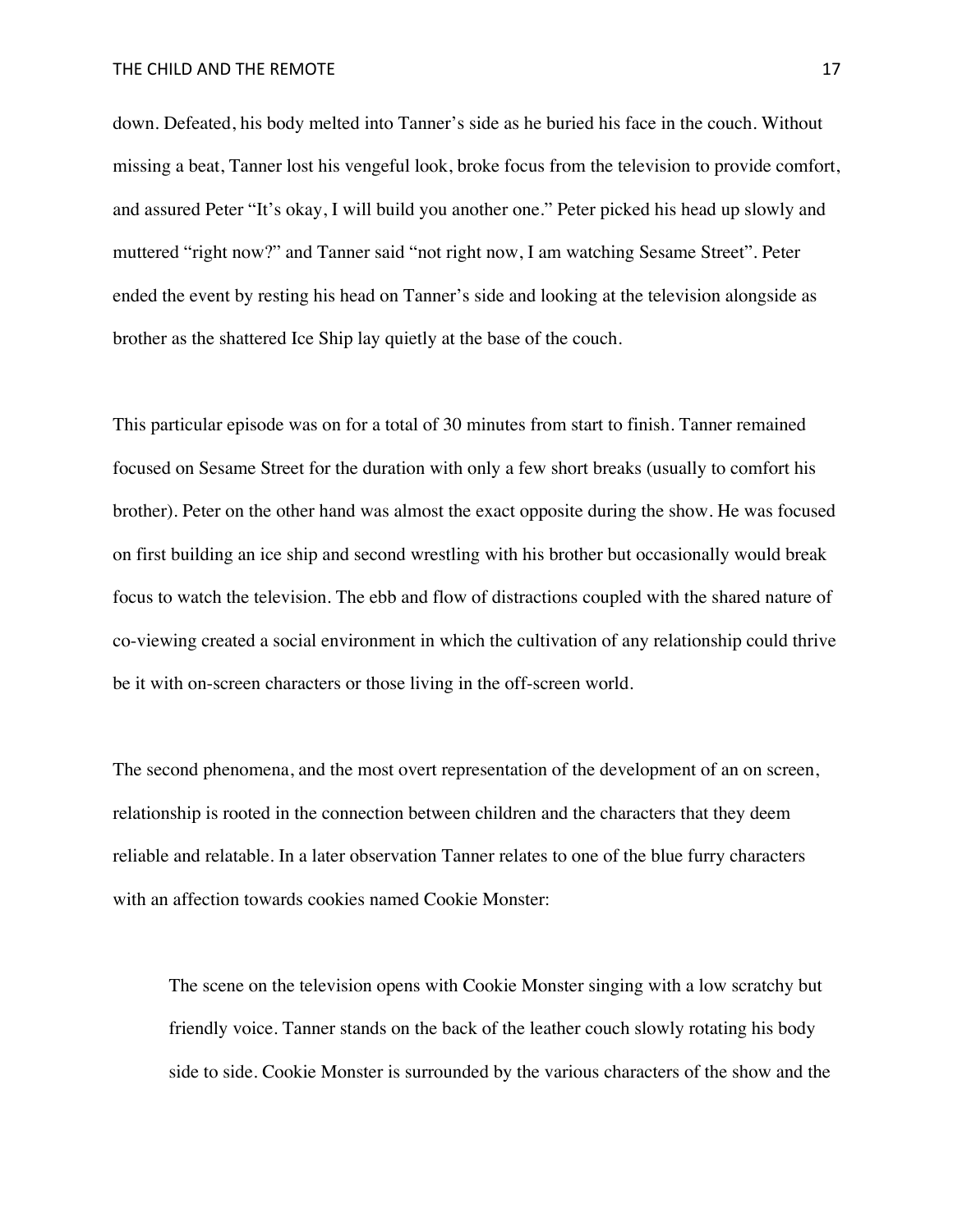down. Defeated, his body melted into Tanner's side as he buried his face in the couch. Without missing a beat, Tanner lost his vengeful look, broke focus from the television to provide comfort, and assured Peter "It's okay, I will build you another one." Peter picked his head up slowly and muttered "right now?" and Tanner said "not right now, I am watching Sesame Street". Peter ended the event by resting his head on Tanner's side and looking at the television alongside as brother as the shattered Ice Ship lay quietly at the base of the couch.

This particular episode was on for a total of 30 minutes from start to finish. Tanner remained focused on Sesame Street for the duration with only a few short breaks (usually to comfort his brother). Peter on the other hand was almost the exact opposite during the show. He was focused on first building an ice ship and second wrestling with his brother but occasionally would break focus to watch the television. The ebb and flow of distractions coupled with the shared nature of co-viewing created a social environment in which the cultivation of any relationship could thrive be it with on-screen characters or those living in the off-screen world.

The second phenomena, and the most overt representation of the development of an on screen, relationship is rooted in the connection between children and the characters that they deem reliable and relatable. In a later observation Tanner relates to one of the blue furry characters with an affection towards cookies named Cookie Monster:

> The scene on the television opens with Cookie Monster singing with a low scratchy but friendly voice. Tanner stands on the back of the leather couch slowly rotating his body side to side. Cookie Monster is surrounded by the various characters of the show and the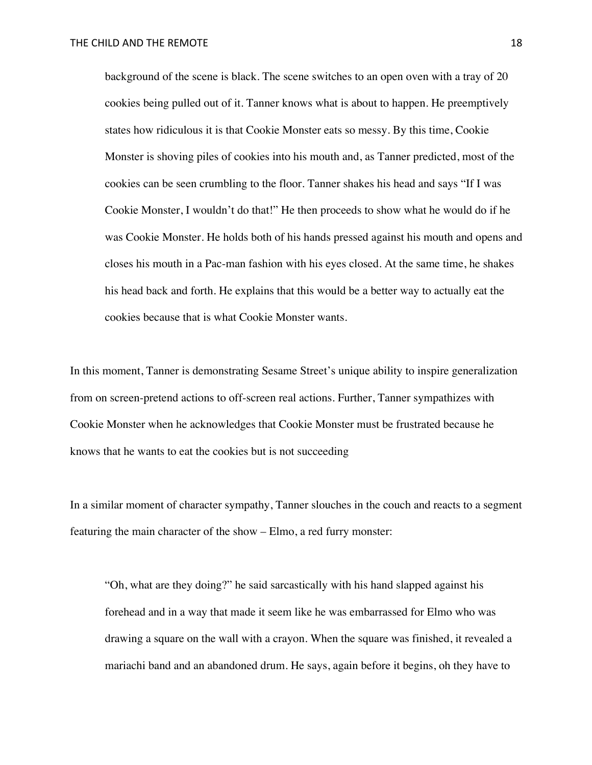> background of the scene is black. The scene switches to an open oven with a tray of 20 cookies being pulled out of it. Tanner knows what is about to happen. He preemptively states how ridiculous it is that Cookie Monster eats so messy. By this time, Cookie Monster is shoving piles of cookies into his mouth and, as Tanner predicted, most of the cookies can be seen crumbling to the floor. Tanner shakes his head and says "If I was Cookie Monster, I wouldn't do that!" He then proceeds to show what he would do if he was Cookie Monster. He holds both of his hands pressed against his mouth and opens and closes his mouth in a Pac-man fashion with his eyes closed. At the same time, he shakes his head back and forth. He explains that this would be a better way to actually eat the cookies because that is what Cookie Monster wants.

In this moment, Tanner is demonstrating Sesame Street's unique ability to inspire generalization from on screen-pretend actions to off-screen real actions. Further, Tanner sympathizes with Cookie Monster when he acknowledges that Cookie Monster must be frustrated because he knows that he wants to eat the cookies but is not succeeding

In a similar moment of character sympathy, Tanner slouches in the couch and reacts to a segment featuring the main character of the show – Elmo, a red furry monster:

> "Oh, what are they doing?" he said sarcastically with his hand slapped against his forehead and in a way that made it seem like he was embarrassed for Elmo who was drawing a square on the wall with a crayon. When the square was finished, it revealed a mariachi band and an abandoned drum. He says, again before it begins, oh they have to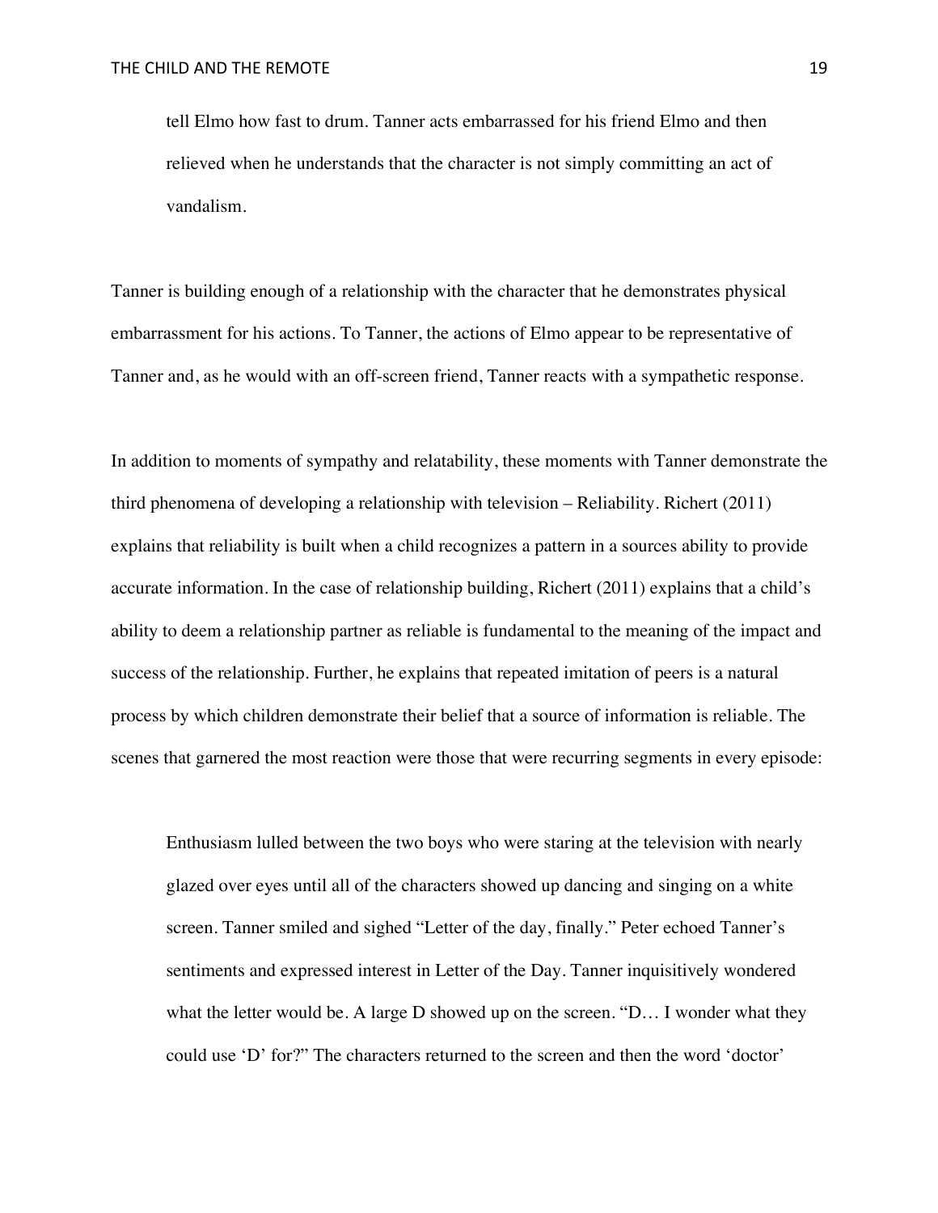> tell Elmo how fast to drum. Tanner acts embarrassed for his friend Elmo and then relieved when he understands that the character is not simply committing an act of vandalism.

Tanner is building enough of a relationship with the character that he demonstrates physical embarrassment for his actions. To Tanner, the actions of Elmo appear to be representative of Tanner and, as he would with an off-screen friend, Tanner reacts with a sympathetic response.

In addition to moments of sympathy and relatability, these moments with Tanner demonstrate the third phenomena of developing a relationship with television – Reliability. Richert (2011) explains that reliability is built when a child recognizes a pattern in a sources ability to provide accurate information. In the case of relationship building, Richert (2011) explains that a child's ability to deem a relationship partner as reliable is fundamental to the meaning of the impact and success of the relationship. Further, he explains that repeated imitation of peers is a natural process by which children demonstrate their belief that a source of information is reliable. The scenes that garnered the most reaction were those that were recurring segments in every episode:

> Enthusiasm lulled between the two boys who were staring at the television with nearly glazed over eyes until all of the characters showed up dancing and singing on a white screen. Tanner smiled and sighed "Letter of the day, finally." Peter echoed Tanner's sentiments and expressed interest in Letter of the Day. Tanner inquisitively wondered what the letter would be. A large D showed up on the screen. "D… I wonder what they could use 'D' for?" The characters returned to the screen and then the word 'doctor'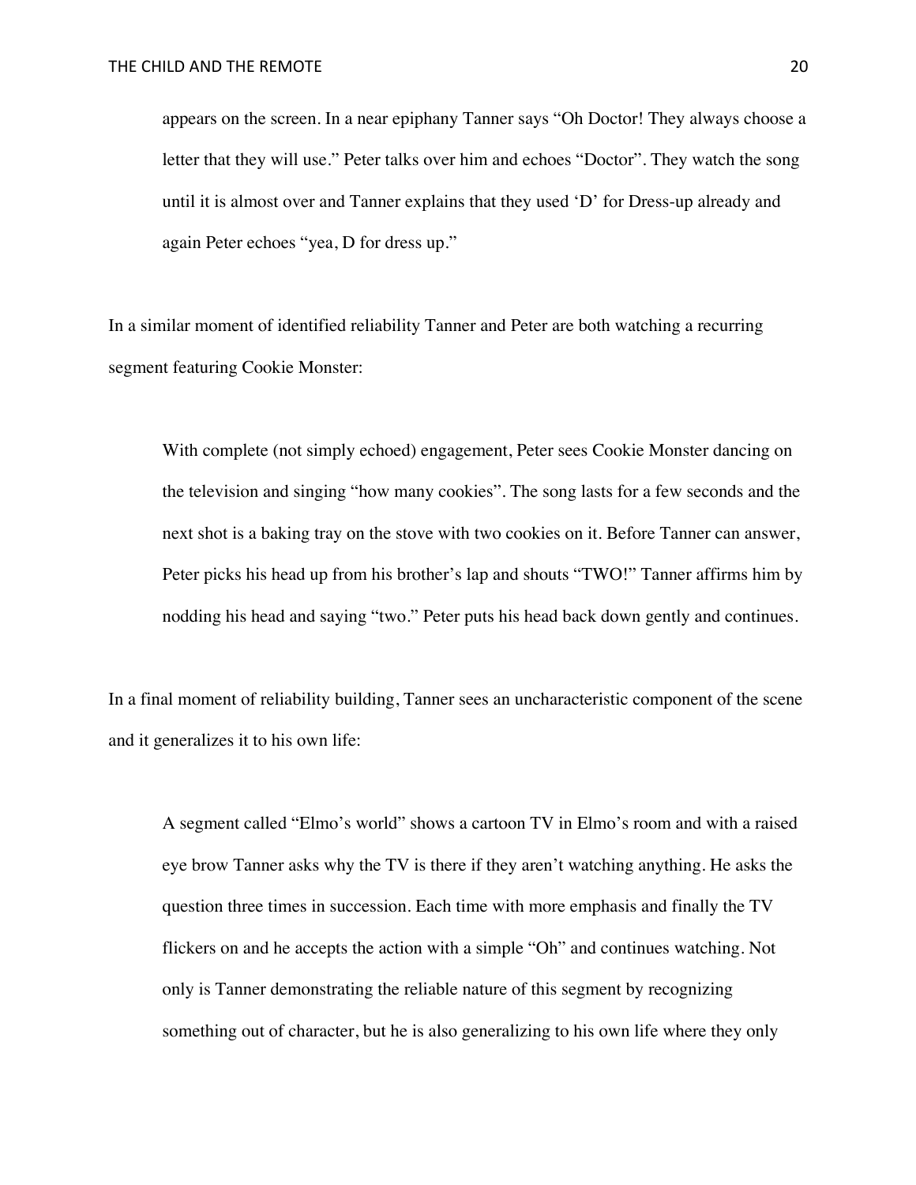> appears on the screen. In a near epiphany Tanner says "Oh Doctor! They always choose a letter that they will use." Peter talks over him and echoes "Doctor". They watch the song until it is almost over and Tanner explains that they used 'D' for Dress-up already and again Peter echoes "yea, D for dress up."

In a similar moment of identified reliability Tanner and Peter are both watching a recurring segment featuring Cookie Monster:

> With complete (not simply echoed) engagement, Peter sees Cookie Monster dancing on the television and singing "how many cookies". The song lasts for a few seconds and the next shot is a baking tray on the stove with two cookies on it. Before Tanner can answer, Peter picks his head up from his brother's lap and shouts "TWO!" Tanner affirms him by nodding his head and saying "two." Peter puts his head back down gently and continues.

In a final moment of reliability building, Tanner sees an uncharacteristic component of the scene and it generalizes it to his own life:

> A segment called "Elmo's world" shows a cartoon TV in Elmo's room and with a raised eye brow Tanner asks why the TV is there if they aren't watching anything. He asks the question three times in succession. Each time with more emphasis and finally the TV flickers on and he accepts the action with a simple "Oh" and continues watching. Not only is Tanner demonstrating the reliable nature of this segment by recognizing something out of character, but he is also generalizing to his own life where they only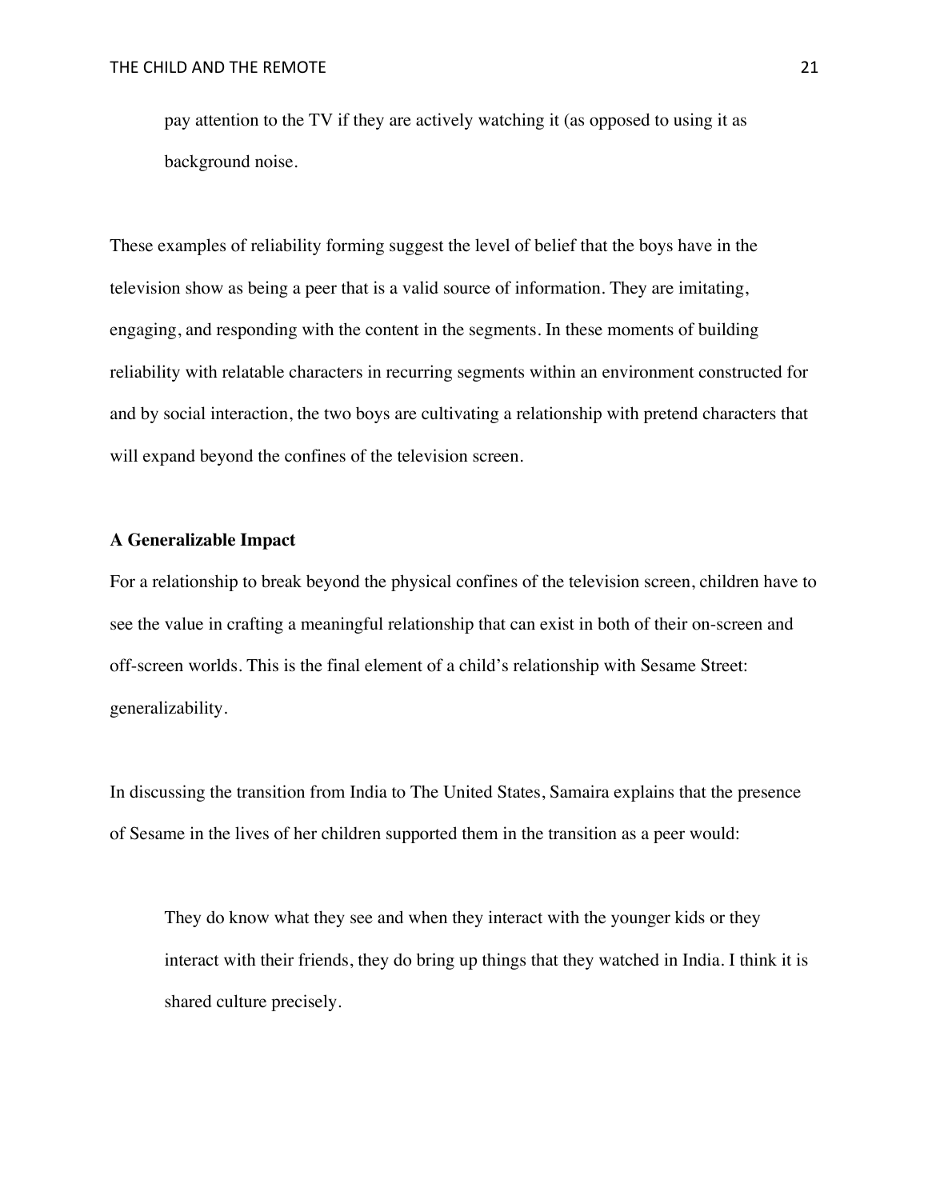> pay attention to the TV if they are actively watching it (as opposed to using it as background noise.

These examples of reliability forming suggest the level of belief that the boys have in the television show as being a peer that is a valid source of information. They are imitating, engaging, and responding with the content in the segments. In these moments of building reliability with relatable characters in recurring segments within an environment constructed for and by social interaction, the two boys are cultivating a relationship with pretend characters that will expand beyond the confines of the television screen.

**A Generalizable Impact**

For a relationship to break beyond the physical confines of the television screen, children have to see the value in crafting a meaningful relationship that can exist in both of their on-screen and off-screen worlds. This is the final element of a child's relationship with Sesame Street: generalizability.

In discussing the transition from India to The United States, Samaira explains that the presence of Sesame in the lives of her children supported them in the transition as a peer would:

> They do know what they see and when they interact with the younger kids or they interact with their friends, they do bring up things that they watched in India. I think it is shared culture precisely.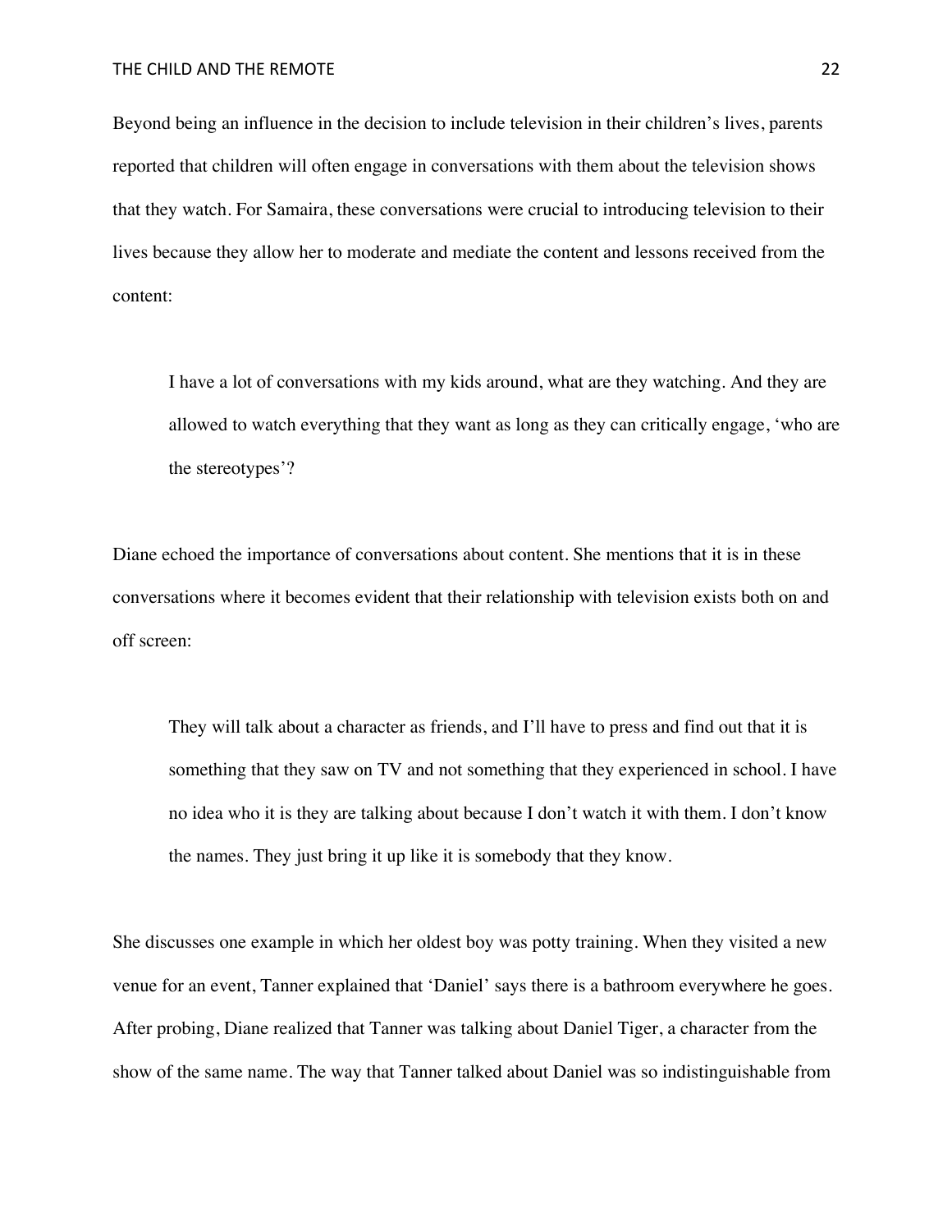Beyond being an influence in the decision to include television in their children's lives, parents reported that children will often engage in conversations with them about the television shows that they watch. For Samaira, these conversations were crucial to introducing television to their lives because they allow her to moderate and mediate the content and lessons received from the content:

> I have a lot of conversations with my kids around, what are they watching. And they are allowed to watch everything that they want as long as they can critically engage, 'who are the stereotypes'?

Diane echoed the importance of conversations about content. She mentions that it is in these conversations where it becomes evident that their relationship with television exists both on and off screen:

> They will talk about a character as friends, and I'll have to press and find out that it is something that they saw on TV and not something that they experienced in school. I have no idea who it is they are talking about because I don't watch it with them. I don't know the names. They just bring it up like it is somebody that they know.

She discusses one example in which her oldest boy was potty training. When they visited a new venue for an event, Tanner explained that 'Daniel' says there is a bathroom everywhere he goes. After probing, Diane realized that Tanner was talking about Daniel Tiger, a character from the show of the same name. The way that Tanner talked about Daniel was so indistinguishable from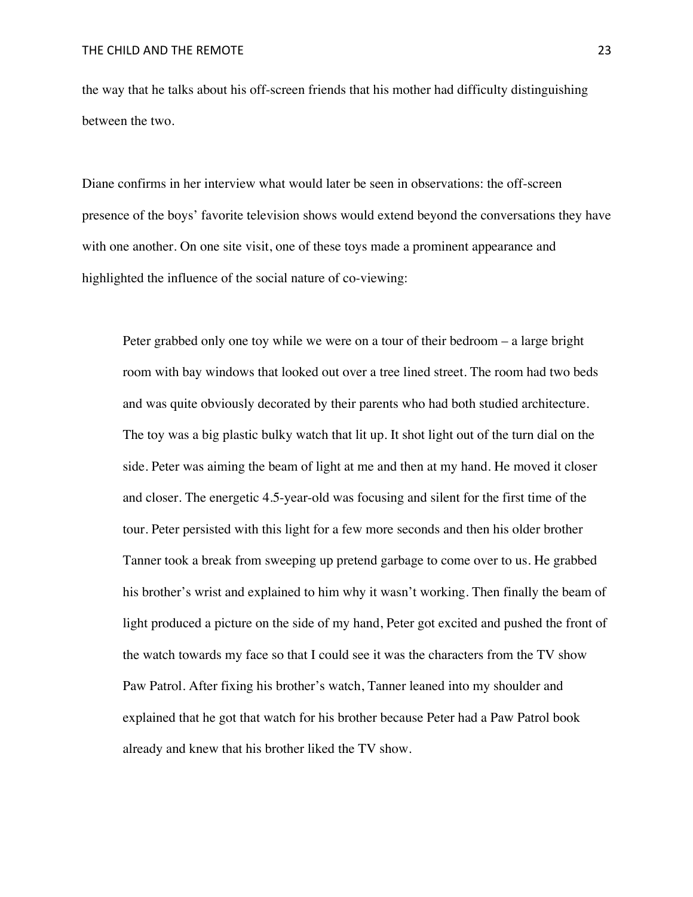the way that he talks about his off-screen friends that his mother had difficulty distinguishing between the two.

Diane confirms in her interview what would later be seen in observations: the off-screen presence of the boys' favorite television shows would extend beyond the conversations they have with one another. On one site visit, one of these toys made a prominent appearance and highlighted the influence of the social nature of co-viewing:

> Peter grabbed only one toy while we were on a tour of their bedroom – a large bright room with bay windows that looked out over a tree lined street. The room had two beds and was quite obviously decorated by their parents who had both studied architecture. The toy was a big plastic bulky watch that lit up. It shot light out of the turn dial on the side. Peter was aiming the beam of light at me and then at my hand. He moved it closer and closer. The energetic 4.5-year-old was focusing and silent for the first time of the tour. Peter persisted with this light for a few more seconds and then his older brother Tanner took a break from sweeping up pretend garbage to come over to us. He grabbed his brother's wrist and explained to him why it wasn't working. Then finally the beam of light produced a picture on the side of my hand, Peter got excited and pushed the front of the watch towards my face so that I could see it was the characters from the TV show Paw Patrol. After fixing his brother's watch, Tanner leaned into my shoulder and explained that he got that watch for his brother because Peter had a Paw Patrol book already and knew that his brother liked the TV show.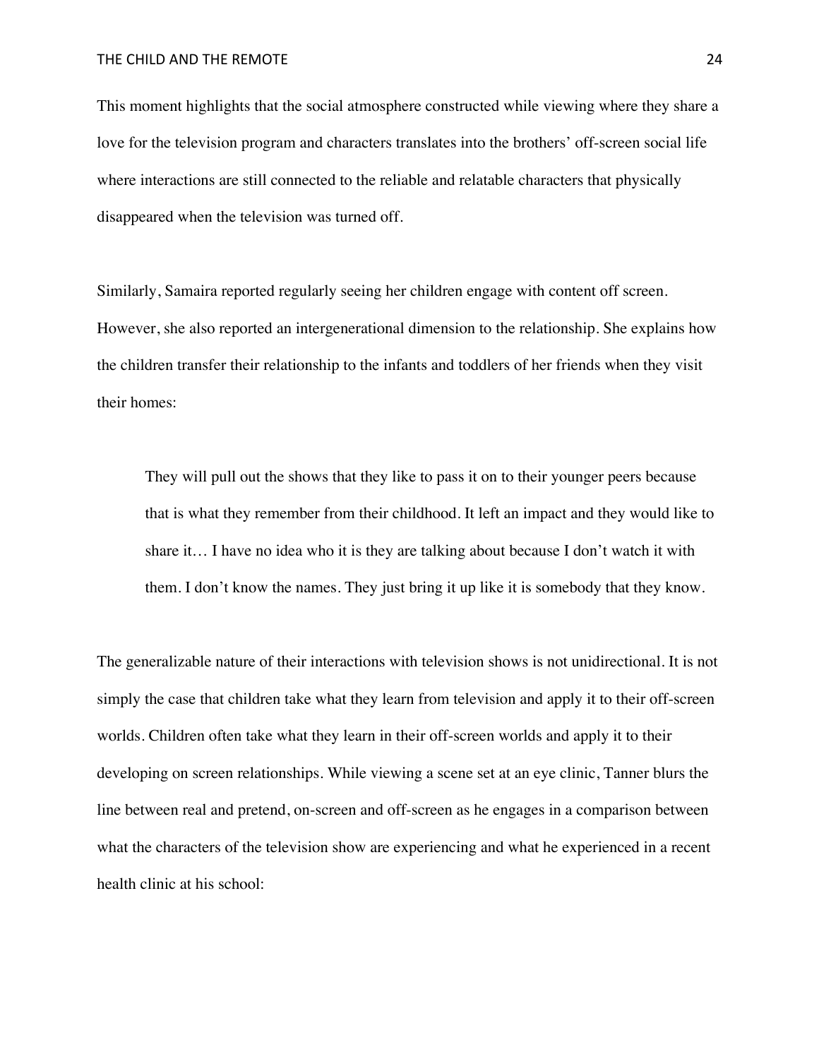This moment highlights that the social atmosphere constructed while viewing where they share a love for the television program and characters translates into the brothers' off-screen social life where interactions are still connected to the reliable and relatable characters that physically disappeared when the television was turned off.

Similarly, Samaira reported regularly seeing her children engage with content off screen. However, she also reported an intergenerational dimension to the relationship. She explains how the children transfer their relationship to the infants and toddlers of her friends when they visit their homes:

> They will pull out the shows that they like to pass it on to their younger peers because that is what they remember from their childhood. It left an impact and they would like to share it… I have no idea who it is they are talking about because I don't watch it with them. I don't know the names. They just bring it up like it is somebody that they know.

The generalizable nature of their interactions with television shows is not unidirectional. It is not simply the case that children take what they learn from television and apply it to their off-screen worlds. Children often take what they learn in their off-screen worlds and apply it to their developing on screen relationships. While viewing a scene set at an eye clinic, Tanner blurs the line between real and pretend, on-screen and off-screen as he engages in a comparison between what the characters of the television show are experiencing and what he experienced in a recent health clinic at his school: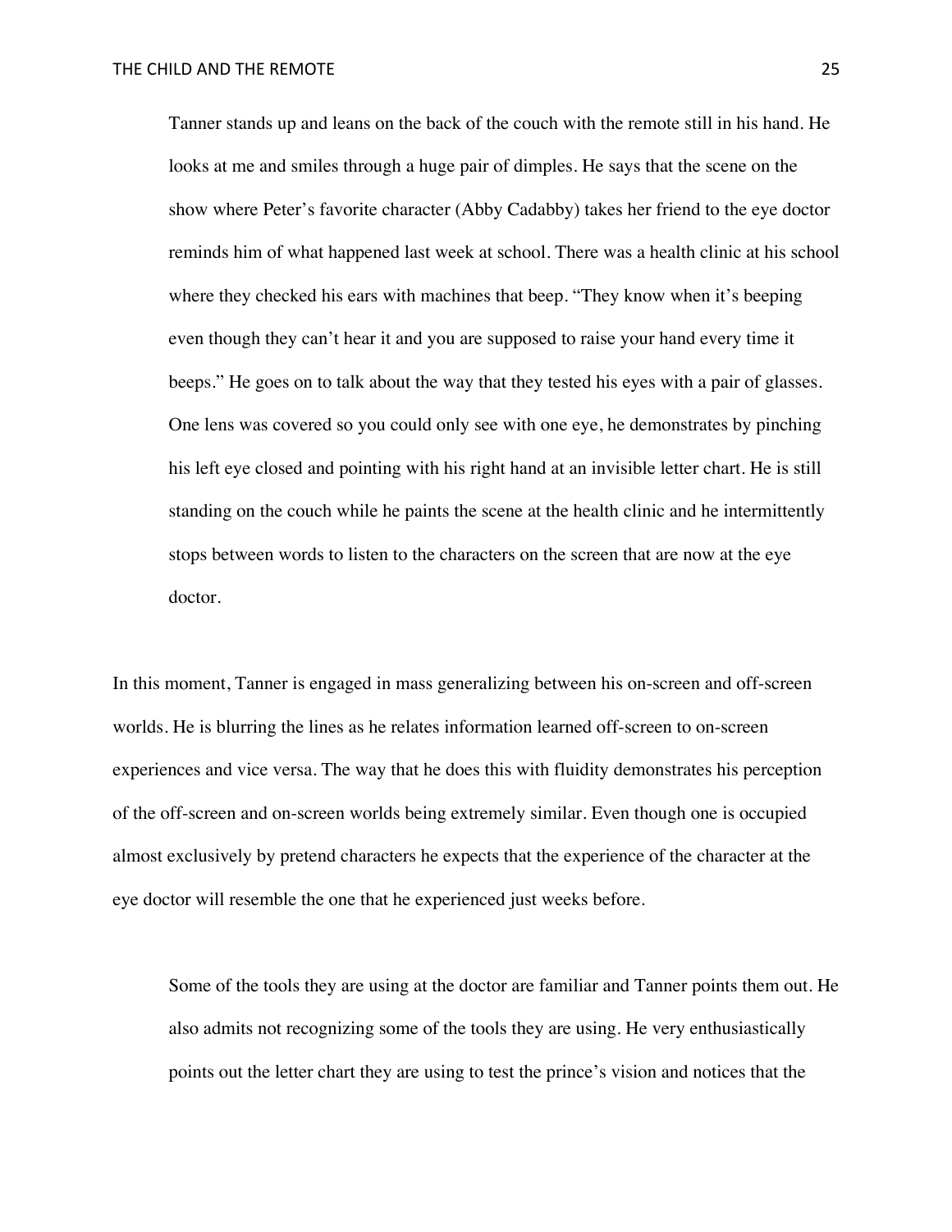> Tanner stands up and leans on the back of the couch with the remote still in his hand. He looks at me and smiles through a huge pair of dimples. He says that the scene on the show where Peter's favorite character (Abby Cadabby) takes her friend to the eye doctor reminds him of what happened last week at school. There was a health clinic at his school where they checked his ears with machines that beep. "They know when it's beeping even though they can't hear it and you are supposed to raise your hand every time it beeps." He goes on to talk about the way that they tested his eyes with a pair of glasses. One lens was covered so you could only see with one eye, he demonstrates by pinching his left eye closed and pointing with his right hand at an invisible letter chart. He is still standing on the couch while he paints the scene at the health clinic and he intermittently stops between words to listen to the characters on the screen that are now at the eye doctor.

In this moment, Tanner is engaged in mass generalizing between his on-screen and off-screen worlds. He is blurring the lines as he relates information learned off-screen to on-screen experiences and vice versa. The way that he does this with fluidity demonstrates his perception of the off-screen and on-screen worlds being extremely similar. Even though one is occupied almost exclusively by pretend characters he expects that the experience of the character at the eye doctor will resemble the one that he experienced just weeks before.

> Some of the tools they are using at the doctor are familiar and Tanner points them out. He also admits not recognizing some of the tools they are using. He very enthusiastically points out the letter chart they are using to test the prince's vision and notices that the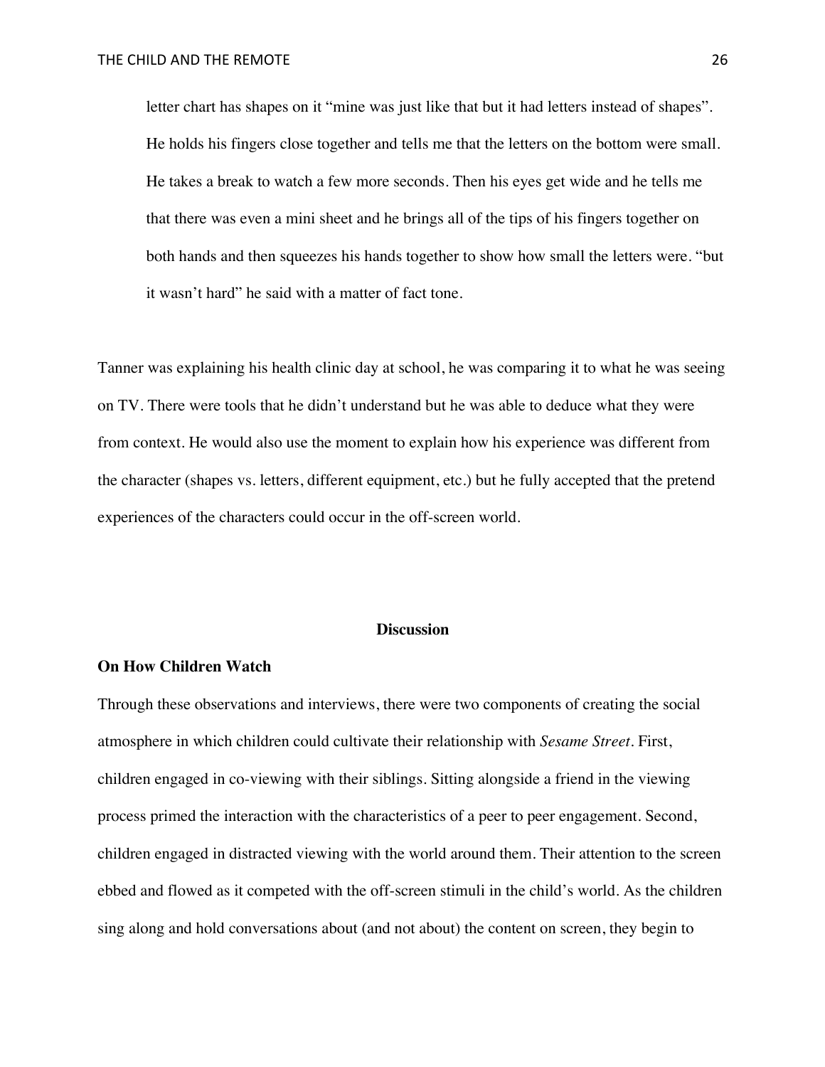> letter chart has shapes on it "mine was just like that but it had letters instead of shapes". He holds his fingers close together and tells me that the letters on the bottom were small. He takes a break to watch a few more seconds. Then his eyes get wide and he tells me that there was even a mini sheet and he brings all of the tips of his fingers together on both hands and then squeezes his hands together to show how small the letters were. "but it wasn't hard" he said with a matter of fact tone.

Tanner was explaining his health clinic day at school, he was comparing it to what he was seeing on TV. There were tools that he didn't understand but he was able to deduce what they were from context. He would also use the moment to explain how his experience was different from the character (shapes vs. letters, different equipment, etc.) but he fully accepted that the pretend experiences of the characters could occur in the off-screen world.

## Discussion

### On How Children Watch

Through these observations and interviews, there were two components of creating the social atmosphere in which children could cultivate their relationship with *Sesame Street*. First, children engaged in co-viewing with their siblings. Sitting alongside a friend in the viewing process primed the interaction with the characteristics of a peer to peer engagement. Second, children engaged in distracted viewing with the world around them. Their attention to the screen ebbed and flowed as it competed with the off-screen stimuli in the child's world. As the children sing along and hold conversations about (and not about) the content on screen, they begin to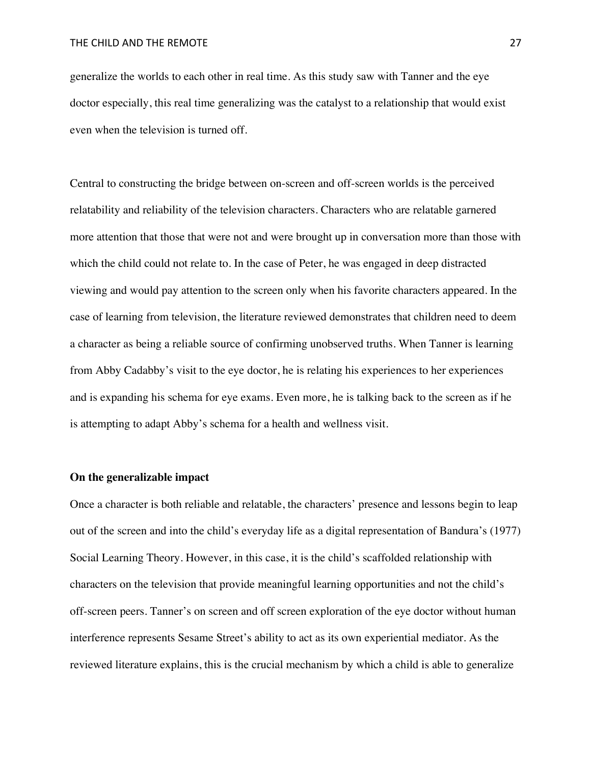generalize the worlds to each other in real time. As this study saw with Tanner and the eye doctor especially, this real time generalizing was the catalyst to a relationship that would exist even when the television is turned off.

Central to constructing the bridge between on-screen and off-screen worlds is the perceived relatability and reliability of the television characters. Characters who are relatable garnered more attention that those that were not and were brought up in conversation more than those with which the child could not relate to. In the case of Peter, he was engaged in deep distracted viewing and would pay attention to the screen only when his favorite characters appeared. In the case of learning from television, the literature reviewed demonstrates that children need to deem a character as being a reliable source of confirming unobserved truths. When Tanner is learning from Abby Cadabby's visit to the eye doctor, he is relating his experiences to her experiences and is expanding his schema for eye exams. Even more, he is talking back to the screen as if he is attempting to adapt Abby's schema for a health and wellness visit.

**On the generalizable impact**

Once a character is both reliable and relatable, the characters' presence and lessons begin to leap out of the screen and into the child's everyday life as a digital representation of Bandura's (1977) Social Learning Theory. However, in this case, it is the child's scaffolded relationship with characters on the television that provide meaningful learning opportunities and not the child's off-screen peers. Tanner's on screen and off screen exploration of the eye doctor without human interference represents Sesame Street's ability to act as its own experiential mediator. As the reviewed literature explains, this is the crucial mechanism by which a child is able to generalize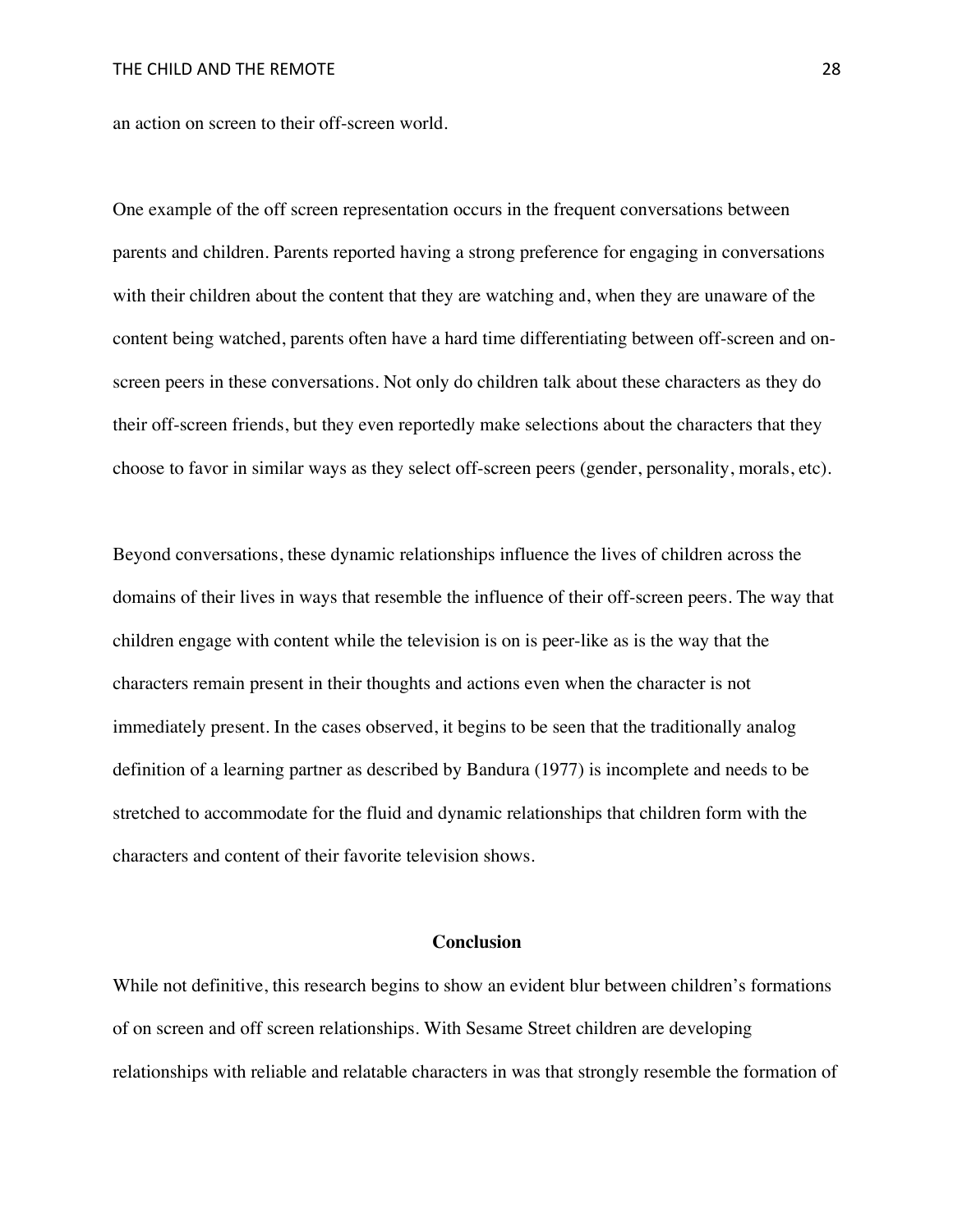an action on screen to their off-screen world.

One example of the off screen representation occurs in the frequent conversations between parents and children. Parents reported having a strong preference for engaging in conversations with their children about the content that they are watching and, when they are unaware of the content being watched, parents often have a hard time differentiating between off-screen and on-screen peers in these conversations. Not only do children talk about these characters as they do their off-screen friends, but they even reportedly make selections about the characters that they choose to favor in similar ways as they select off-screen peers (gender, personality, morals, etc).

Beyond conversations, these dynamic relationships influence the lives of children across the domains of their lives in ways that resemble the influence of their off-screen peers. The way that children engage with content while the television is on is peer-like as is the way that the characters remain present in their thoughts and actions even when the character is not immediately present. In the cases observed, it begins to be seen that the traditionally analog definition of a learning partner as described by Bandura (1977) is incomplete and needs to be stretched to accommodate for the fluid and dynamic relationships that children form with the characters and content of their favorite television shows.

## Conclusion

While not definitive, this research begins to show an evident blur between children's formations of on screen and off screen relationships. With Sesame Street children are developing relationships with reliable and relatable characters in was that strongly resemble the formation of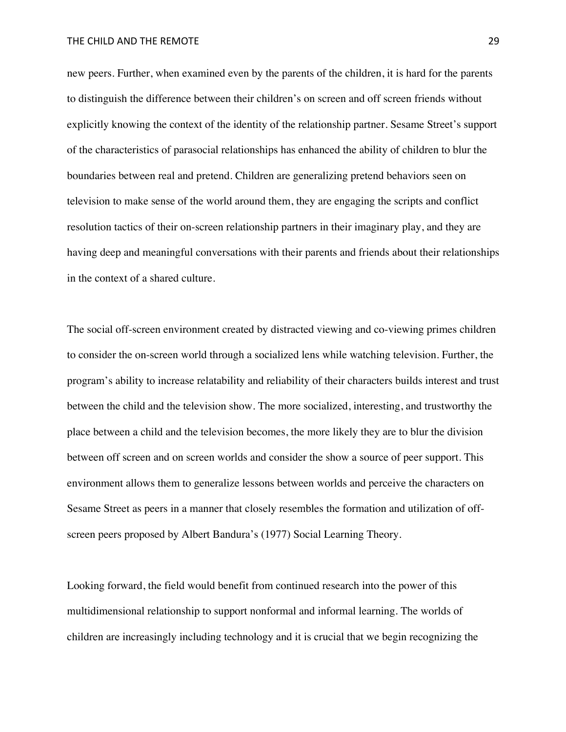new peers. Further, when examined even by the parents of the children, it is hard for the parents to distinguish the difference between their children's on screen and off screen friends without explicitly knowing the context of the identity of the relationship partner. Sesame Street's support of the characteristics of parasocial relationships has enhanced the ability of children to blur the boundaries between real and pretend. Children are generalizing pretend behaviors seen on television to make sense of the world around them, they are engaging the scripts and conflict resolution tactics of their on-screen relationship partners in their imaginary play, and they are having deep and meaningful conversations with their parents and friends about their relationships in the context of a shared culture.

The social off-screen environment created by distracted viewing and co-viewing primes children to consider the on-screen world through a socialized lens while watching television. Further, the program's ability to increase relatability and reliability of their characters builds interest and trust between the child and the television show. The more socialized, interesting, and trustworthy the place between a child and the television becomes, the more likely they are to blur the division between off screen and on screen worlds and consider the show a source of peer support. This environment allows them to generalize lessons between worlds and perceive the characters on Sesame Street as peers in a manner that closely resembles the formation and utilization of off-screen peers proposed by Albert Bandura's (1977) Social Learning Theory.

Looking forward, the field would benefit from continued research into the power of this multidimensional relationship to support nonformal and informal learning. The worlds of children are increasingly including technology and it is crucial that we begin recognizing the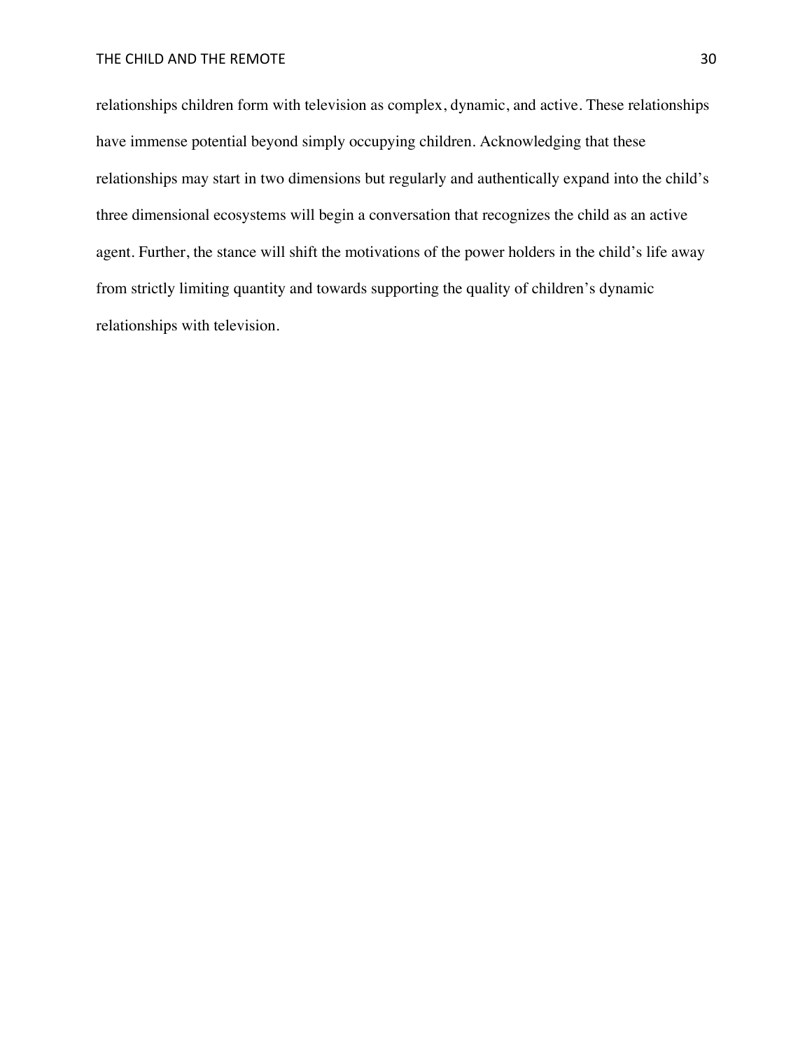relationships children form with television as complex, dynamic, and active. These relationships have immense potential beyond simply occupying children. Acknowledging that these relationships may start in two dimensions but regularly and authentically expand into the child's three dimensional ecosystems will begin a conversation that recognizes the child as an active agent. Further, the stance will shift the motivations of the power holders in the child's life away from strictly limiting quantity and towards supporting the quality of children's dynamic relationships with television.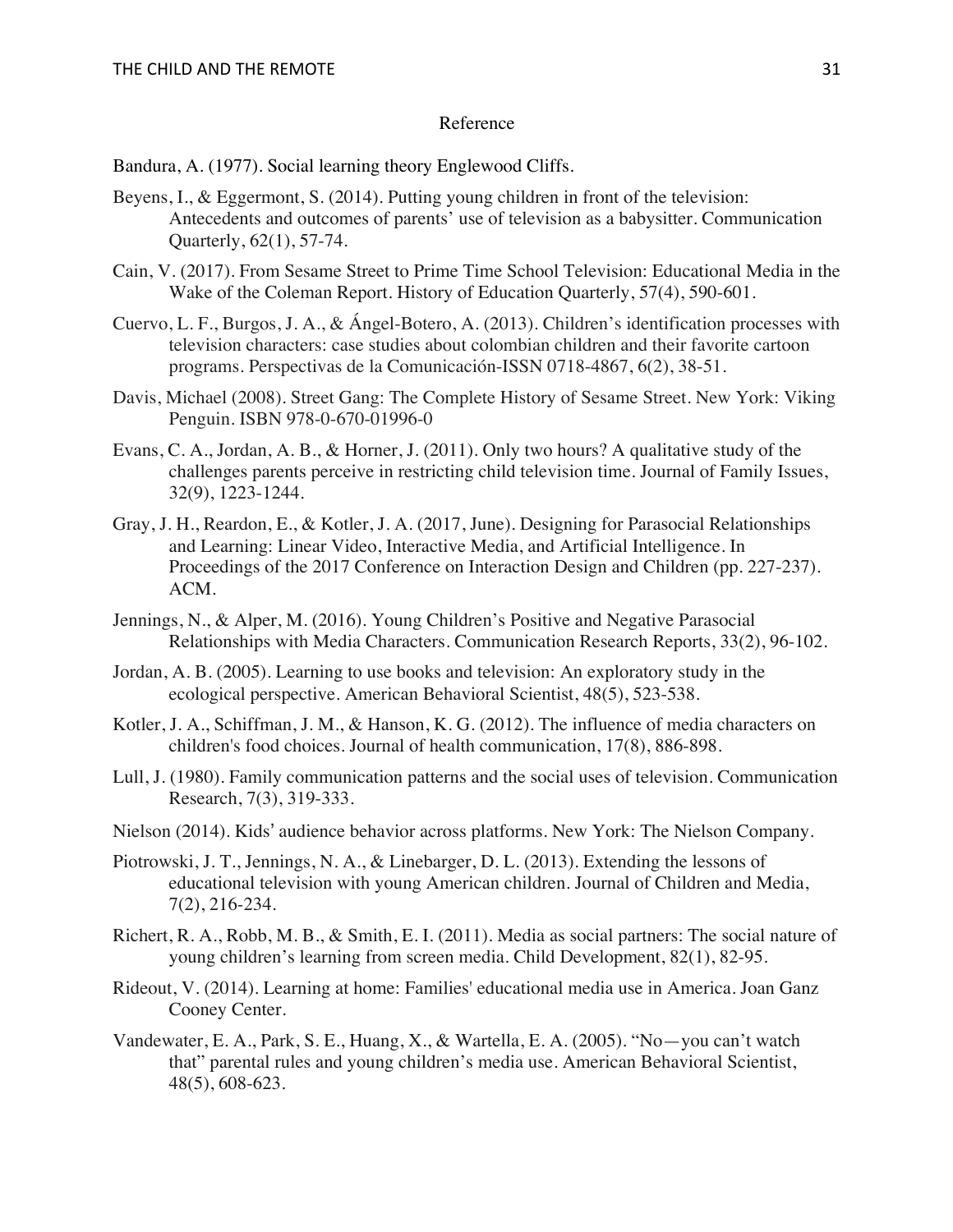# Reference

Bandura, A. (1977). Social learning theory Englewood Cliffs.

Beyens, I., & Eggermont, S. (2014). Putting young children in front of the television: Antecedents and outcomes of parents' use of television as a babysitter. Communication Quarterly, 62(1), 57-74.

Cain, V. (2017). From Sesame Street to Prime Time School Television: Educational Media in the Wake of the Coleman Report. History of Education Quarterly, 57(4), 590-601.

Cuervo, L. F., Burgos, J. A., & Ángel-Botero, A. (2013). Children's identification processes with television characters: case studies about colombian children and their favorite cartoon programs. Perspectivas de la Comunicación-ISSN 0718-4867, 6(2), 38-51.

Davis, Michael (2008). Street Gang: The Complete History of Sesame Street. New York: Viking Penguin. ISBN 978-0-670-01996-0

Evans, C. A., Jordan, A. B., & Horner, J. (2011). Only two hours? A qualitative study of the challenges parents perceive in restricting child television time. Journal of Family Issues, 32(9), 1223-1244.

Gray, J. H., Reardon, E., & Kotler, J. A. (2017, June). Designing for Parasocial Relationships and Learning: Linear Video, Interactive Media, and Artificial Intelligence. In Proceedings of the 2017 Conference on Interaction Design and Children (pp. 227-237). ACM.

Jennings, N., & Alper, M. (2016). Young Children's Positive and Negative Parasocial Relationships with Media Characters. Communication Research Reports, 33(2), 96-102.

Jordan, A. B. (2005). Learning to use books and television: An exploratory study in the ecological perspective. American Behavioral Scientist, 48(5), 523-538.

Kotler, J. A., Schiffman, J. M., & Hanson, K. G. (2012). The influence of media characters on children's food choices. Journal of health communication, 17(8), 886-898.

Lull, J. (1980). Family communication patterns and the social uses of television. Communication Research, 7(3), 319-333.

Nielson (2014). Kids' audience behavior across platforms. New York: The Nielson Company.

Piotrowski, J. T., Jennings, N. A., & Linebarger, D. L. (2013). Extending the lessons of educational television with young American children. Journal of Children and Media, 7(2), 216-234.

Richert, R. A., Robb, M. B., & Smith, E. I. (2011). Media as social partners: The social nature of young children's learning from screen media. Child Development, 82(1), 82-95.

Rideout, V. (2014). Learning at home: Families' educational media use in America. Joan Ganz Cooney Center.

Vandewater, E. A., Park, S. E., Huang, X., & Wartella, E. A. (2005). "No—you can't watch that" parental rules and young children's media use. American Behavioral Scientist, 48(5), 608-623.